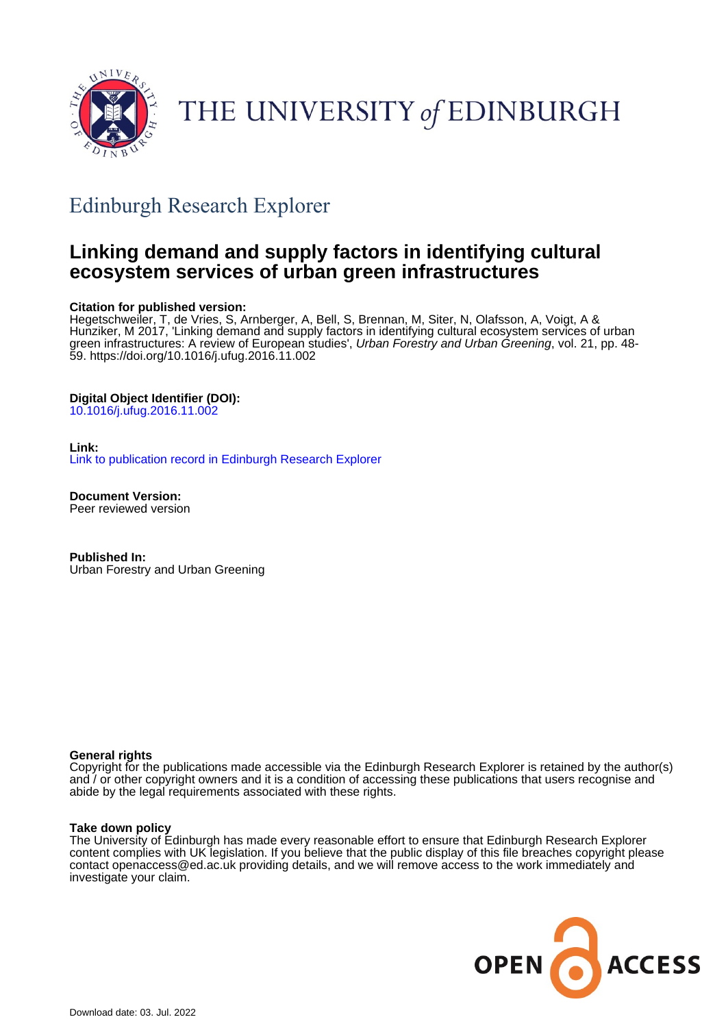# Edinburgh Research Explorer

## Linking demand and supply factors in identifying cultural ecosystem services of urban green infrastructures

**Citation for published version:**
Hegetschweiler, T, de Vries, S, Arnberger, A, Bell, S, Brennan, M, Siter, N, Olafsson, A, Voigt, A & Hunziker, M 2017, 'Linking demand and supply factors in identifying cultural ecosystem services of urban green infrastructures: A review of European studies', *Urban Forestry and Urban Greening*, vol. 21, pp. 48-59. https://doi.org/10.1016/j.ufug.2016.11.002

**Digital Object Identifier (DOI):**
10.1016/j.ufug.2016.11.002

**Link:**
Link to publication record in Edinburgh Research Explorer

**Document Version:**
Peer reviewed version

**Published In:**
Urban Forestry and Urban Greening

**General rights**
Copyright for the publications made accessible via the Edinburgh Research Explorer is retained by the author(s) and / or other copyright owners and it is a condition of accessing these publications that users recognise and abide by the legal requirements associated with these rights.

**Take down policy**
The University of Edinburgh has made every reasonable effort to ensure that Edinburgh Research Explorer content complies with UK legislation. If you believe that the public display of this file breaches copyright please contact openaccess@ed.ac.uk providing details, and we will remove access to the work immediately and investigate your claim.

Download date: 03. Jul. 2022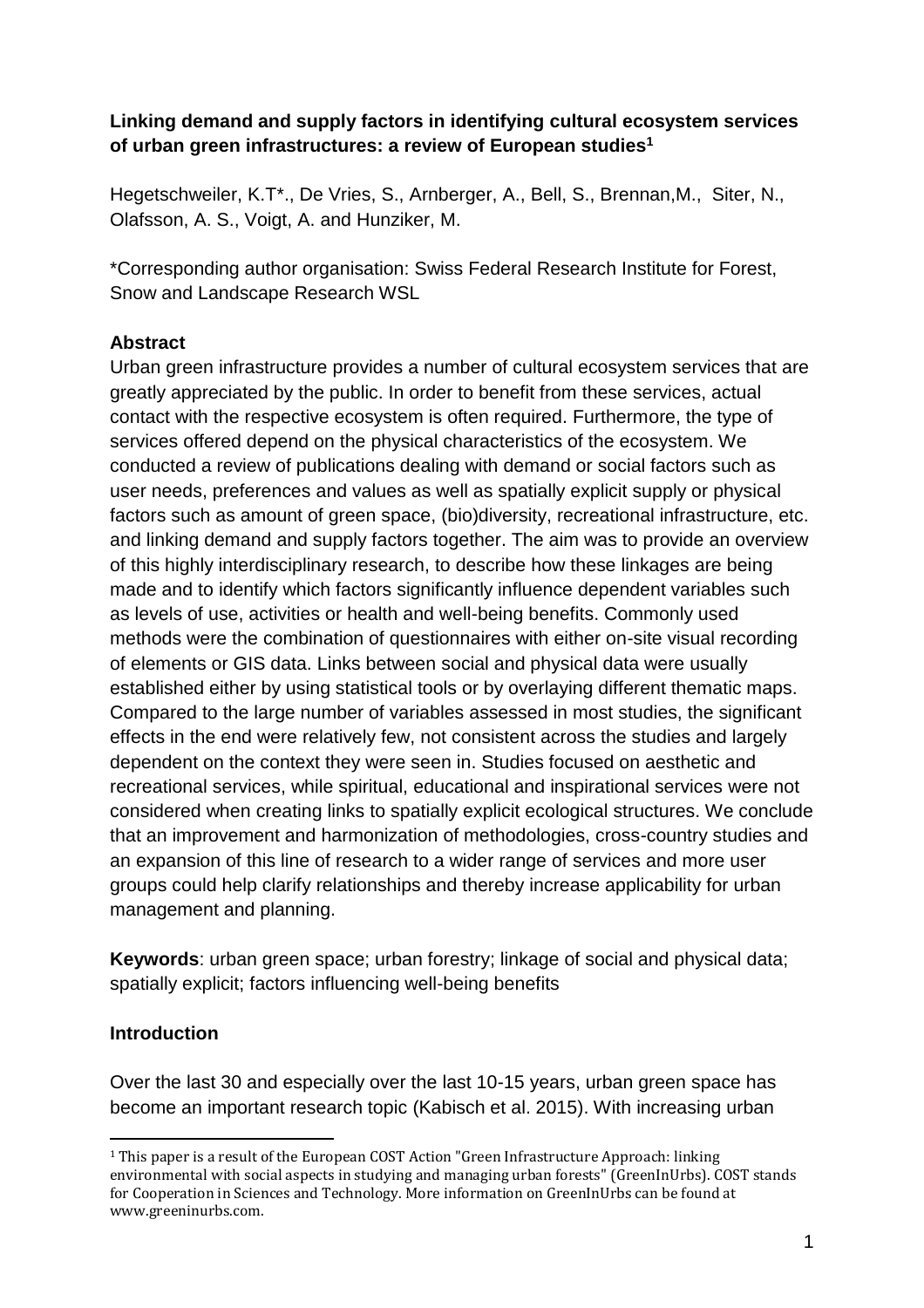**Linking demand and supply factors in identifying cultural ecosystem services of urban green infrastructures: a review of European studies**[1]

Hegetschweiler, K.T*., De Vries, S., Arnberger, A., Bell, S., Brennan,M., Siter, N., Olafsson, A. S., Voigt, A. and Hunziker, M.

*Corresponding author organisation: Swiss Federal Research Institute for Forest, Snow and Landscape Research WSL

**Abstract**

Urban green infrastructure provides a number of cultural ecosystem services that are greatly appreciated by the public. In order to benefit from these services, actual contact with the respective ecosystem is often required. Furthermore, the type of services offered depend on the physical characteristics of the ecosystem. We conducted a review of publications dealing with demand or social factors such as user needs, preferences and values as well as spatially explicit supply or physical factors such as amount of green space, (bio)diversity, recreational infrastructure, etc. and linking demand and supply factors together. The aim was to provide an overview of this highly interdisciplinary research, to describe how these linkages are being made and to identify which factors significantly influence dependent variables such as levels of use, activities or health and well-being benefits. Commonly used methods were the combination of questionnaires with either on-site visual recording of elements or GIS data. Links between social and physical data were usually established either by using statistical tools or by overlaying different thematic maps. Compared to the large number of variables assessed in most studies, the significant effects in the end were relatively few, not consistent across the studies and largely dependent on the context they were seen in. Studies focused on aesthetic and recreational services, while spiritual, educational and inspirational services were not considered when creating links to spatially explicit ecological structures. We conclude that an improvement and harmonization of methodologies, cross-country studies and an expansion of this line of research to a wider range of services and more user groups could help clarify relationships and thereby increase applicability for urban management and planning.

**Keywords**: urban green space; urban forestry; linkage of social and physical data; spatially explicit; factors influencing well-being benefits

**Introduction**

Over the last 30 and especially over the last 10-15 years, urban green space has become an important research topic (Kabisch et al. 2015). With increasing urban

[1] This paper is a result of the European COST Action "Green Infrastructure Approach: linking environmental with social aspects in studying and managing urban forests" (GreenInUrbs). COST stands for Cooperation in Sciences and Technology. More information on GreenInUrbs can be found at www.greeninurbs.com.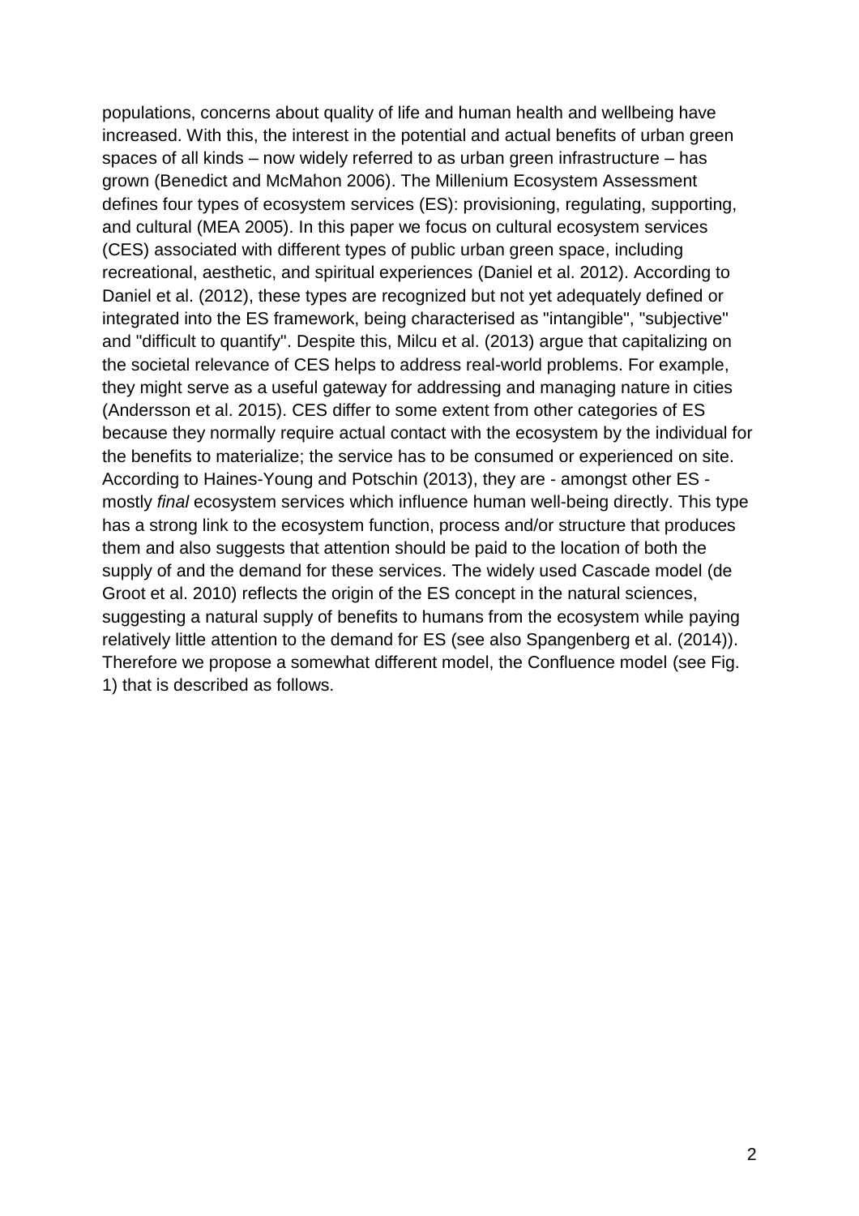populations, concerns about quality of life and human health and wellbeing have increased. With this, the interest in the potential and actual benefits of urban green spaces of all kinds – now widely referred to as urban green infrastructure – has grown (Benedict and McMahon 2006). The Millenium Ecosystem Assessment defines four types of ecosystem services (ES): provisioning, regulating, supporting, and cultural (MEA 2005). In this paper we focus on cultural ecosystem services (CES) associated with different types of public urban green space, including recreational, aesthetic, and spiritual experiences (Daniel et al. 2012). According to Daniel et al. (2012), these types are recognized but not yet adequately defined or integrated into the ES framework, being characterised as "intangible", "subjective" and "difficult to quantify". Despite this, Milcu et al. (2013) argue that capitalizing on the societal relevance of CES helps to address real-world problems. For example, they might serve as a useful gateway for addressing and managing nature in cities (Andersson et al. 2015). CES differ to some extent from other categories of ES because they normally require actual contact with the ecosystem by the individual for the benefits to materialize; the service has to be consumed or experienced on site. According to Haines-Young and Potschin (2013), they are - amongst other ES - mostly *final* ecosystem services which influence human well-being directly. This type has a strong link to the ecosystem function, process and/or structure that produces them and also suggests that attention should be paid to the location of both the supply of and the demand for these services. The widely used Cascade model (de Groot et al. 2010) reflects the origin of the ES concept in the natural sciences, suggesting a natural supply of benefits to humans from the ecosystem while paying relatively little attention to the demand for ES (see also Spangenberg et al. (2014)). Therefore we propose a somewhat different model, the Confluence model (see Fig. 1) that is described as follows.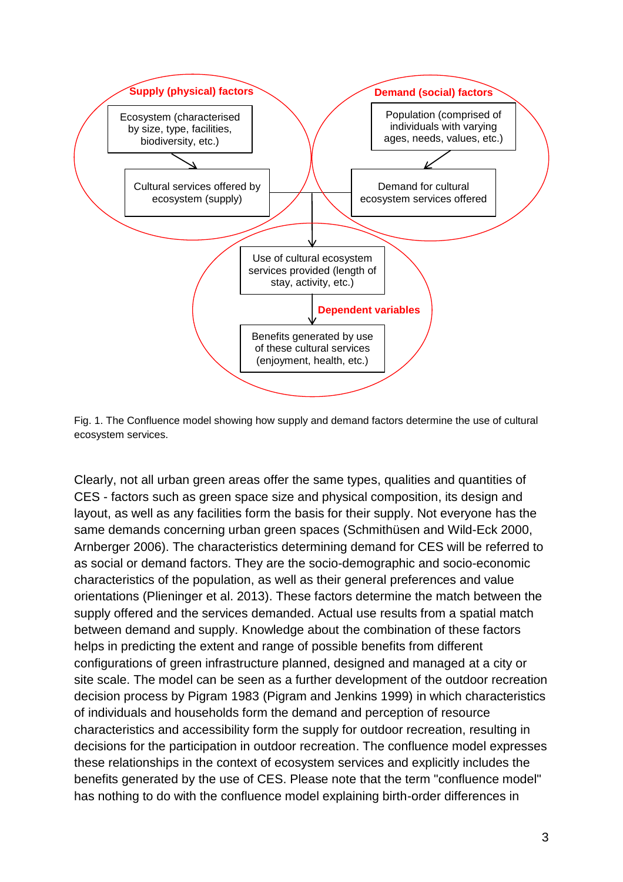Fig. 1. The Confluence model showing how supply and demand factors determine the use of cultural ecosystem services.

Clearly, not all urban green areas offer the same types, qualities and quantities of CES - factors such as green space size and physical composition, its design and layout, as well as any facilities form the basis for their supply. Not everyone has the same demands concerning urban green spaces (Schmithüsen and Wild-Eck 2000, Arnberger 2006). The characteristics determining demand for CES will be referred to as social or demand factors. They are the socio-demographic and socio-economic characteristics of the population, as well as their general preferences and value orientations (Plieninger et al. 2013). These factors determine the match between the supply offered and the services demanded. Actual use results from a spatial match between demand and supply. Knowledge about the combination of these factors helps in predicting the extent and range of possible benefits from different configurations of green infrastructure planned, designed and managed at a city or site scale. The model can be seen as a further development of the outdoor recreation decision process by Pigram 1983 (Pigram and Jenkins 1999) in which characteristics of individuals and households form the demand and perception of resource characteristics and accessibility form the supply for outdoor recreation, resulting in decisions for the participation in outdoor recreation. The confluence model expresses these relationships in the context of ecosystem services and explicitly includes the benefits generated by the use of CES. Please note that the term "confluence model" has nothing to do with the confluence model explaining birth-order differences in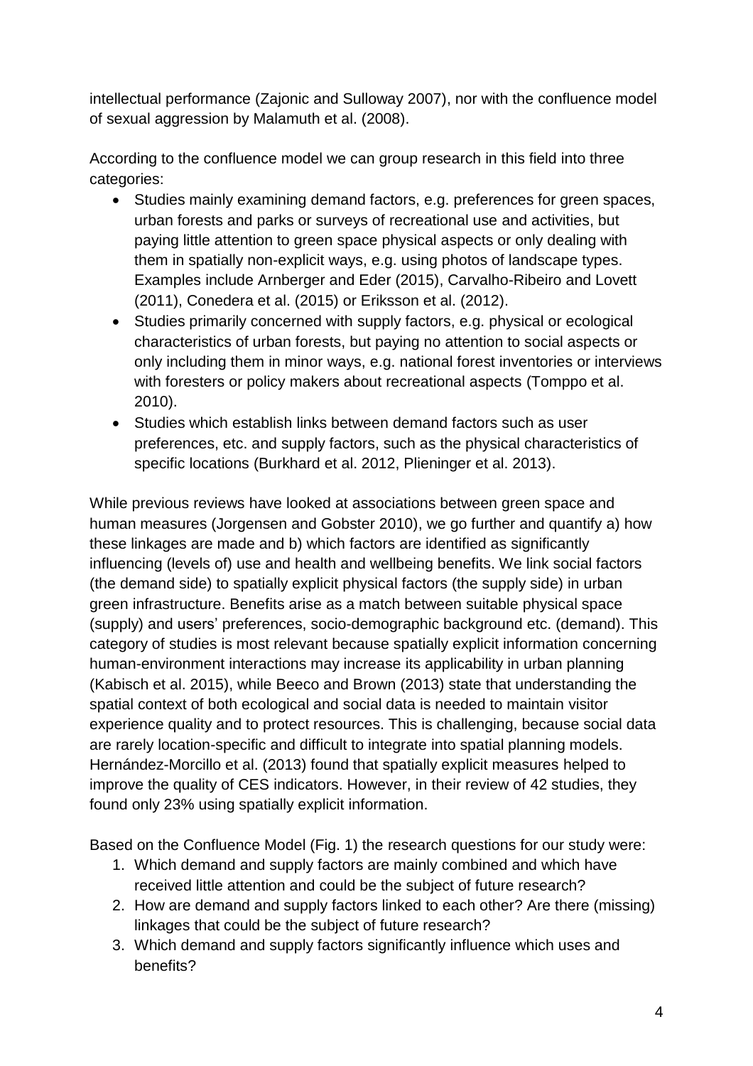intellectual performance (Zajonic and Sulloway 2007), nor with the confluence model of sexual aggression by Malamuth et al. (2008).

According to the confluence model we can group research in this field into three categories:

- Studies mainly examining demand factors, e.g. preferences for green spaces, urban forests and parks or surveys of recreational use and activities, but paying little attention to green space physical aspects or only dealing with them in spatially non-explicit ways, e.g. using photos of landscape types. Examples include Arnberger and Eder (2015), Carvalho-Ribeiro and Lovett (2011), Conedera et al. (2015) or Eriksson et al. (2012).
- Studies primarily concerned with supply factors, e.g. physical or ecological characteristics of urban forests, but paying no attention to social aspects or only including them in minor ways, e.g. national forest inventories or interviews with foresters or policy makers about recreational aspects (Tomppo et al. 2010).
- Studies which establish links between demand factors such as user preferences, etc. and supply factors, such as the physical characteristics of specific locations (Burkhard et al. 2012, Plieninger et al. 2013).

While previous reviews have looked at associations between green space and human measures (Jorgensen and Gobster 2010), we go further and quantify a) how these linkages are made and b) which factors are identified as significantly influencing (levels of) use and health and wellbeing benefits. We link social factors (the demand side) to spatially explicit physical factors (the supply side) in urban green infrastructure. Benefits arise as a match between suitable physical space (supply) and users' preferences, socio-demographic background etc. (demand). This category of studies is most relevant because spatially explicit information concerning human-environment interactions may increase its applicability in urban planning (Kabisch et al. 2015), while Beeco and Brown (2013) state that understanding the spatial context of both ecological and social data is needed to maintain visitor experience quality and to protect resources. This is challenging, because social data are rarely location-specific and difficult to integrate into spatial planning models. Hernández-Morcillo et al. (2013) found that spatially explicit measures helped to improve the quality of CES indicators. However, in their review of 42 studies, they found only 23% using spatially explicit information.

Based on the Confluence Model (Fig. 1) the research questions for our study were:

1. Which demand and supply factors are mainly combined and which have received little attention and could be the subject of future research?
2. How are demand and supply factors linked to each other? Are there (missing) linkages that could be the subject of future research?
3. Which demand and supply factors significantly influence which uses and benefits?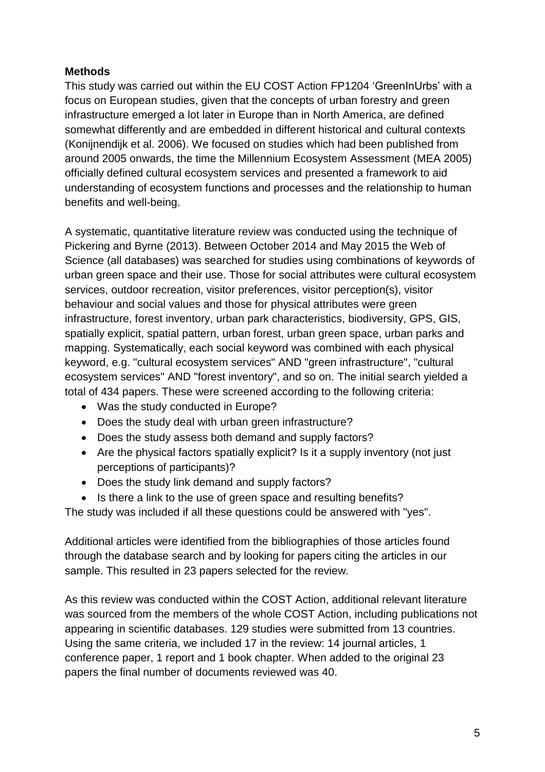**Methods**

This study was carried out within the EU COST Action FP1204 'GreenInUrbs' with a focus on European studies, given that the concepts of urban forestry and green infrastructure emerged a lot later in Europe than in North America, are defined somewhat differently and are embedded in different historical and cultural contexts (Konijnendijk et al. 2006). We focused on studies which had been published from around 2005 onwards, the time the Millennium Ecosystem Assessment (MEA 2005) officially defined cultural ecosystem services and presented a framework to aid understanding of ecosystem functions and processes and the relationship to human benefits and well-being.

A systematic, quantitative literature review was conducted using the technique of Pickering and Byrne (2013). Between October 2014 and May 2015 the Web of Science (all databases) was searched for studies using combinations of keywords of urban green space and their use. Those for social attributes were cultural ecosystem services, outdoor recreation, visitor preferences, visitor perception(s), visitor behaviour and social values and those for physical attributes were green infrastructure, forest inventory, urban park characteristics, biodiversity, GPS, GIS, spatially explicit, spatial pattern, urban forest, urban green space, urban parks and mapping. Systematically, each social keyword was combined with each physical keyword, e.g. "cultural ecosystem services" AND "green infrastructure", "cultural ecosystem services" AND "forest inventory", and so on. The initial search yielded a total of 434 papers. These were screened according to the following criteria:

- Was the study conducted in Europe?
- Does the study deal with urban green infrastructure?
- Does the study assess both demand and supply factors?
- Are the physical factors spatially explicit? Is it a supply inventory (not just perceptions of participants)?
- Does the study link demand and supply factors?
- Is there a link to the use of green space and resulting benefits?

The study was included if all these questions could be answered with "yes".

Additional articles were identified from the bibliographies of those articles found through the database search and by looking for papers citing the articles in our sample. This resulted in 23 papers selected for the review.

As this review was conducted within the COST Action, additional relevant literature was sourced from the members of the whole COST Action, including publications not appearing in scientific databases. 129 studies were submitted from 13 countries. Using the same criteria, we included 17 in the review: 14 journal articles, 1 conference paper, 1 report and 1 book chapter. When added to the original 23 papers the final number of documents reviewed was 40.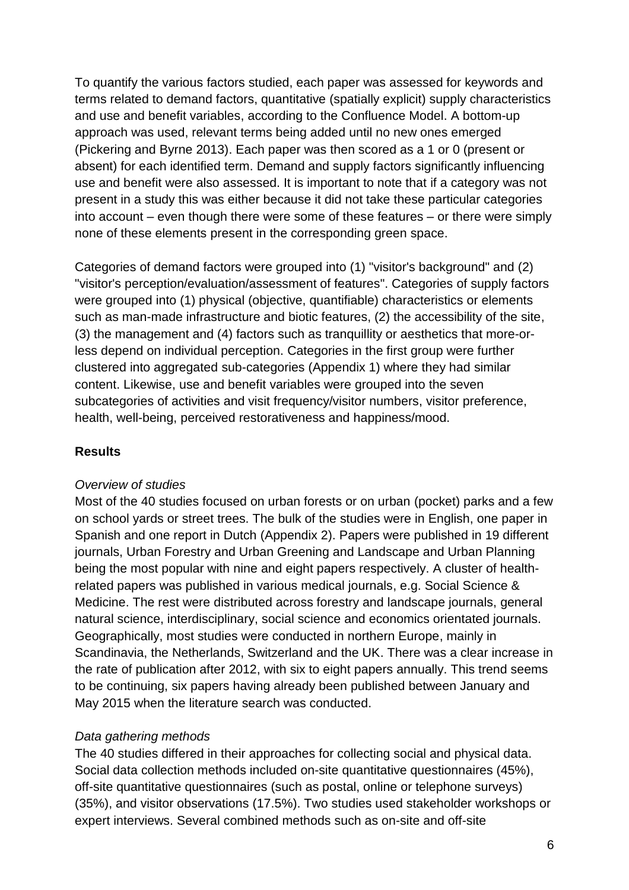To quantify the various factors studied, each paper was assessed for keywords and terms related to demand factors, quantitative (spatially explicit) supply characteristics and use and benefit variables, according to the Confluence Model. A bottom-up approach was used, relevant terms being added until no new ones emerged (Pickering and Byrne 2013). Each paper was then scored as a 1 or 0 (present or absent) for each identified term. Demand and supply factors significantly influencing use and benefit were also assessed. It is important to note that if a category was not present in a study this was either because it did not take these particular categories into account – even though there were some of these features – or there were simply none of these elements present in the corresponding green space.

Categories of demand factors were grouped into (1) "visitor's background" and (2) "visitor's perception/evaluation/assessment of features". Categories of supply factors were grouped into (1) physical (objective, quantifiable) characteristics or elements such as man-made infrastructure and biotic features, (2) the accessibility of the site, (3) the management and (4) factors such as tranquillity or aesthetics that more-or-less depend on individual perception. Categories in the first group were further clustered into aggregated sub-categories (Appendix 1) where they had similar content. Likewise, use and benefit variables were grouped into the seven subcategories of activities and visit frequency/visitor numbers, visitor preference, health, well-being, perceived restorativeness and happiness/mood.

## Results

*Overview of studies*

Most of the 40 studies focused on urban forests or on urban (pocket) parks and a few on school yards or street trees. The bulk of the studies were in English, one paper in Spanish and one report in Dutch (Appendix 2). Papers were published in 19 different journals, Urban Forestry and Urban Greening and Landscape and Urban Planning being the most popular with nine and eight papers respectively. A cluster of health-related papers was published in various medical journals, e.g. Social Science & Medicine. The rest were distributed across forestry and landscape journals, general natural science, interdisciplinary, social science and economics orientated journals. Geographically, most studies were conducted in northern Europe, mainly in Scandinavia, the Netherlands, Switzerland and the UK. There was a clear increase in the rate of publication after 2012, with six to eight papers annually. This trend seems to be continuing, six papers having already been published between January and May 2015 when the literature search was conducted.

*Data gathering methods*

The 40 studies differed in their approaches for collecting social and physical data. Social data collection methods included on-site quantitative questionnaires (45%), off-site quantitative questionnaires (such as postal, online or telephone surveys) (35%), and visitor observations (17.5%). Two studies used stakeholder workshops or expert interviews. Several combined methods such as on-site and off-site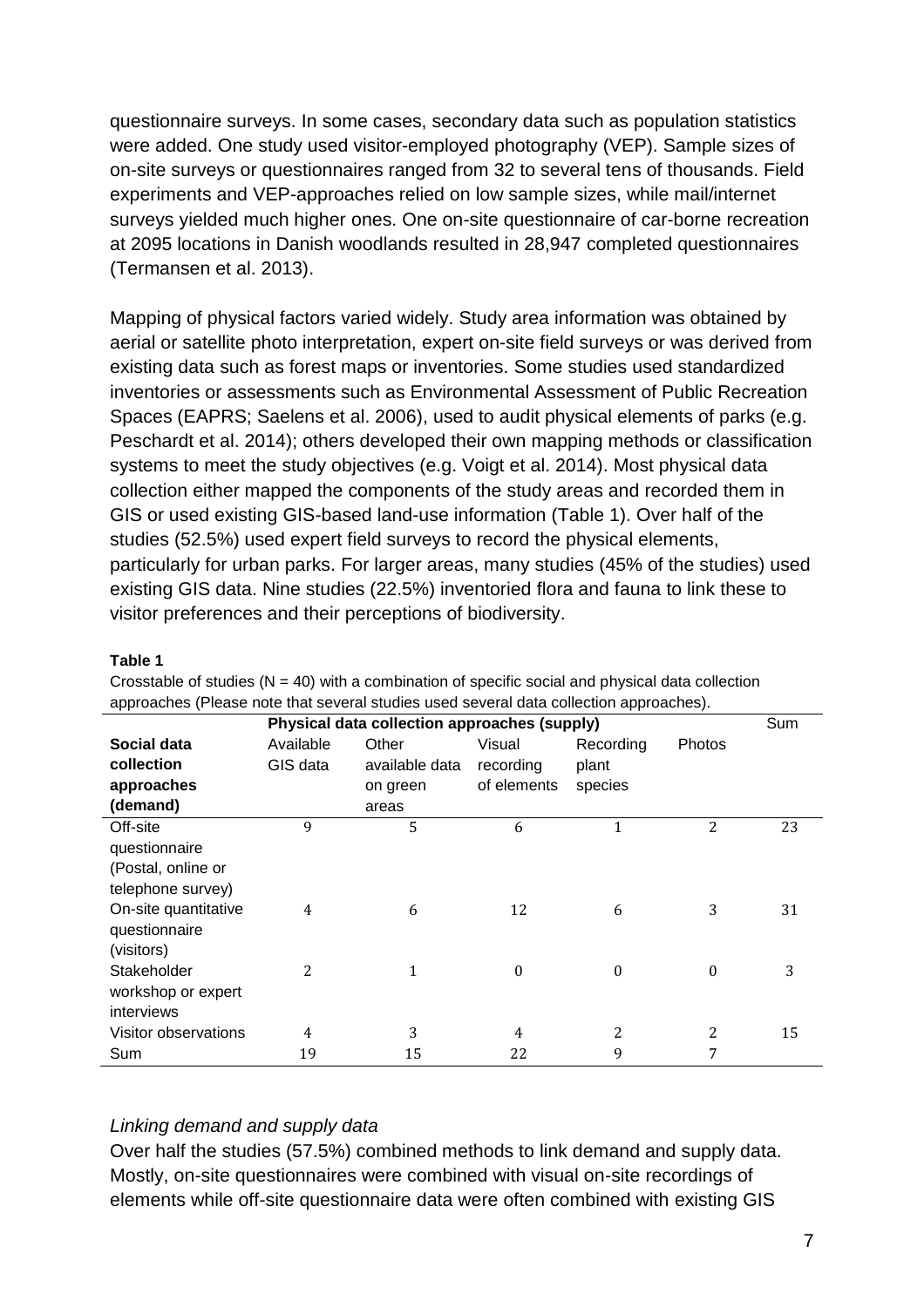questionnaire surveys. In some cases, secondary data such as population statistics were added. One study used visitor-employed photography (VEP). Sample sizes of on-site surveys or questionnaires ranged from 32 to several tens of thousands. Field experiments and VEP-approaches relied on low sample sizes, while mail/internet surveys yielded much higher ones. One on-site questionnaire of car-borne recreation at 2095 locations in Danish woodlands resulted in 28,947 completed questionnaires (Termansen et al. 2013).

Mapping of physical factors varied widely. Study area information was obtained by aerial or satellite photo interpretation, expert on-site field surveys or was derived from existing data such as forest maps or inventories. Some studies used standardized inventories or assessments such as Environmental Assessment of Public Recreation Spaces (EAPRS; Saelens et al. 2006), used to audit physical elements of parks (e.g. Peschardt et al. 2014); others developed their own mapping methods or classification systems to meet the study objectives (e.g. Voigt et al. 2014). Most physical data collection either mapped the components of the study areas and recorded them in GIS or used existing GIS-based land-use information (Table 1). Over half of the studies (52.5%) used expert field surveys to record the physical elements, particularly for urban parks. For larger areas, many studies (45% of the studies) used existing GIS data. Nine studies (22.5%) inventoried flora and fauna to link these to visitor preferences and their perceptions of biodiversity.

**Table 1**

Crosstable of studies (N = 40) with a combination of specific social and physical data collection approaches (Please note that several studies used several data collection approaches).

| | **Physical data collection approaches (supply)** | | | | | Sum |
|---|---|---|---|---|---|---|
| **Social data collection approaches (demand)** | Available GIS data | Other available data on green areas | Visual recording of elements | Recording plant species | Photos | |
| Off-site questionnaire (Postal, online or telephone survey) | 9 | 5 | 6 | 1 | 2 | 23 |
| On-site quantitative questionnaire (visitors) | 4 | 6 | 12 | 6 | 3 | 31 |
| Stakeholder workshop or expert interviews | 2 | 1 | 0 | 0 | 0 | 3 |
| Visitor observations | 4 | 3 | 4 | 2 | 2 | 15 |
| Sum | 19 | 15 | 22 | 9 | 7 | |

*Linking demand and supply data*

Over half the studies (57.5%) combined methods to link demand and supply data. Mostly, on-site questionnaires were combined with visual on-site recordings of elements while off-site questionnaire data were often combined with existing GIS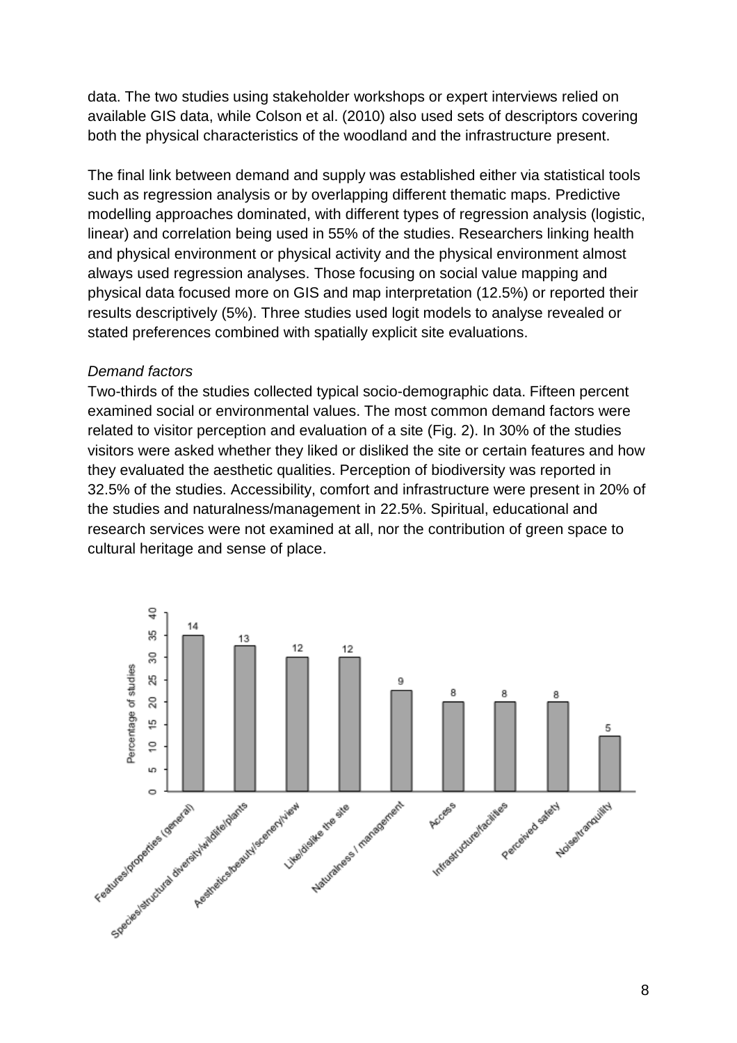data. The two studies using stakeholder workshops or expert interviews relied on available GIS data, while Colson et al. (2010) also used sets of descriptors covering both the physical characteristics of the woodland and the infrastructure present.

The final link between demand and supply was established either via statistical tools such as regression analysis or by overlapping different thematic maps. Predictive modelling approaches dominated, with different types of regression analysis (logistic, linear) and correlation being used in 55% of the studies. Researchers linking health and physical environment or physical activity and the physical environment almost always used regression analyses. Those focusing on social value mapping and physical data focused more on GIS and map interpretation (12.5%) or reported their results descriptively (5%). Three studies used logit models to analyse revealed or stated preferences combined with spatially explicit site evaluations.

*Demand factors*

Two-thirds of the studies collected typical socio-demographic data. Fifteen percent examined social or environmental values. The most common demand factors were related to visitor perception and evaluation of a site (Fig. 2). In 30% of the studies visitors were asked whether they liked or disliked the site or certain features and how they evaluated the aesthetic qualities. Perception of biodiversity was reported in 32.5% of the studies. Accessibility, comfort and infrastructure were present in 20% of the studies and naturalness/management in 22.5%. Spiritual, educational and research services were not examined at all, nor the contribution of green space to cultural heritage and sense of place.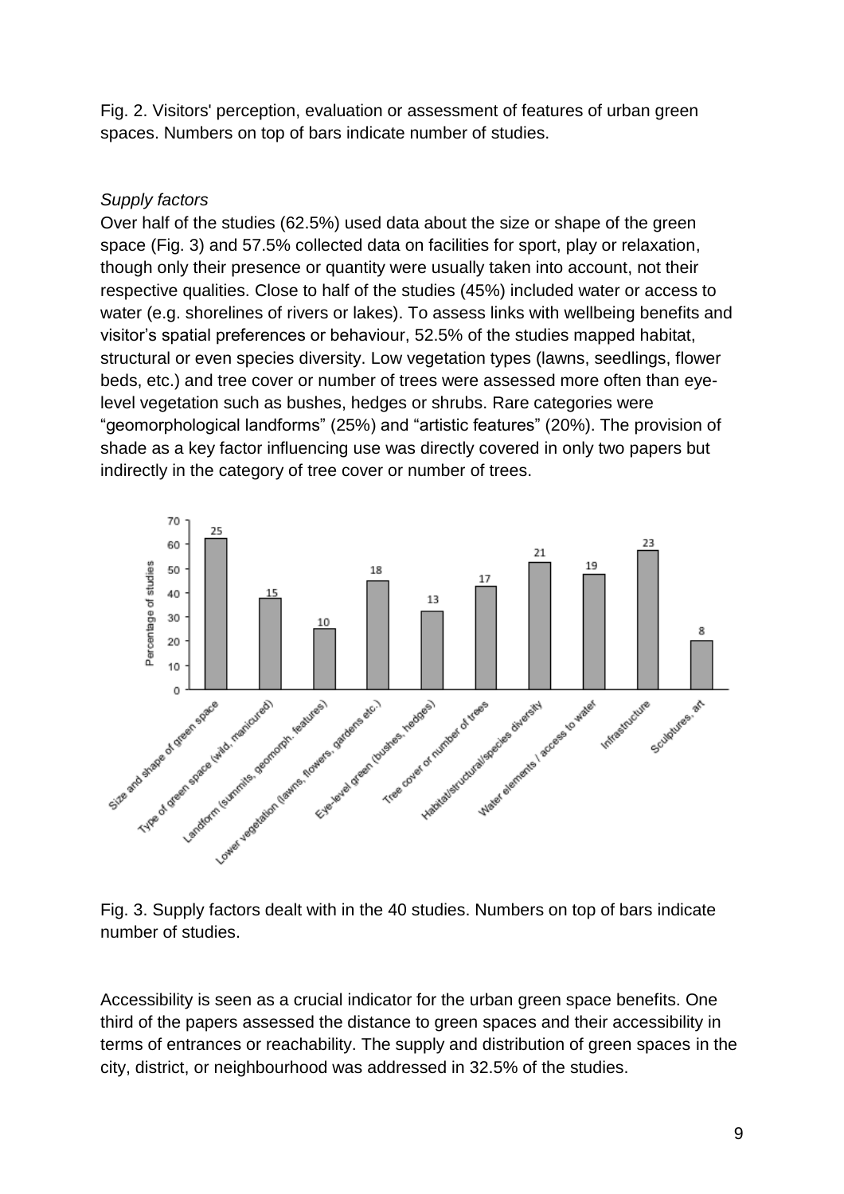Fig. 2. Visitors' perception, evaluation or assessment of features of urban green spaces. Numbers on top of bars indicate number of studies.

*Supply factors*

Over half of the studies (62.5%) used data about the size or shape of the green space (Fig. 3) and 57.5% collected data on facilities for sport, play or relaxation, though only their presence or quantity were usually taken into account, not their respective qualities. Close to half of the studies (45%) included water or access to water (e.g. shorelines of rivers or lakes). To assess links with wellbeing benefits and visitor's spatial preferences or behaviour, 52.5% of the studies mapped habitat, structural or even species diversity. Low vegetation types (lawns, seedlings, flower beds, etc.) and tree cover or number of trees were assessed more often than eye-level vegetation such as bushes, hedges or shrubs. Rare categories were "geomorphological landforms" (25%) and "artistic features" (20%). The provision of shade as a key factor influencing use was directly covered in only two papers but indirectly in the category of tree cover or number of trees.

Fig. 3. Supply factors dealt with in the 40 studies. Numbers on top of bars indicate number of studies.

Accessibility is seen as a crucial indicator for the urban green space benefits. One third of the papers assessed the distance to green spaces and their accessibility in terms of entrances or reachability. The supply and distribution of green spaces in the city, district, or neighbourhood was addressed in 32.5% of the studies.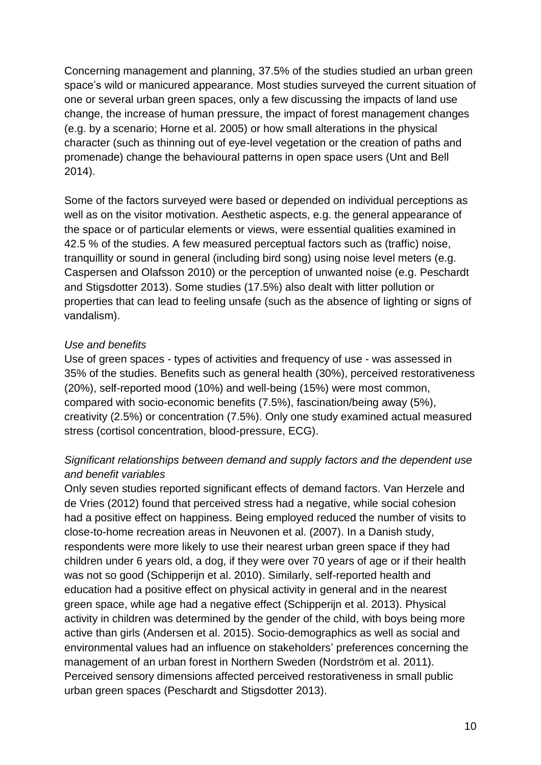Concerning management and planning, 37.5% of the studies studied an urban green space's wild or manicured appearance. Most studies surveyed the current situation of one or several urban green spaces, only a few discussing the impacts of land use change, the increase of human pressure, the impact of forest management changes (e.g. by a scenario; Horne et al. 2005) or how small alterations in the physical character (such as thinning out of eye-level vegetation or the creation of paths and promenade) change the behavioural patterns in open space users (Unt and Bell 2014).

Some of the factors surveyed were based or depended on individual perceptions as well as on the visitor motivation. Aesthetic aspects, e.g. the general appearance of the space or of particular elements or views, were essential qualities examined in 42.5 % of the studies. A few measured perceptual factors such as (traffic) noise, tranquillity or sound in general (including bird song) using noise level meters (e.g. Caspersen and Olafsson 2010) or the perception of unwanted noise (e.g. Peschardt and Stigsdotter 2013). Some studies (17.5%) also dealt with litter pollution or properties that can lead to feeling unsafe (such as the absence of lighting or signs of vandalism).

*Use and benefits*

Use of green spaces - types of activities and frequency of use - was assessed in 35% of the studies. Benefits such as general health (30%), perceived restorativeness (20%), self-reported mood (10%) and well-being (15%) were most common, compared with socio-economic benefits (7.5%), fascination/being away (5%), creativity (2.5%) or concentration (7.5%). Only one study examined actual measured stress (cortisol concentration, blood-pressure, ECG).

*Significant relationships between demand and supply factors and the dependent use and benefit variables*

Only seven studies reported significant effects of demand factors. Van Herzele and de Vries (2012) found that perceived stress had a negative, while social cohesion had a positive effect on happiness. Being employed reduced the number of visits to close-to-home recreation areas in Neuvonen et al. (2007). In a Danish study, respondents were more likely to use their nearest urban green space if they had children under 6 years old, a dog, if they were over 70 years of age or if their health was not so good (Schipperijn et al. 2010). Similarly, self-reported health and education had a positive effect on physical activity in general and in the nearest green space, while age had a negative effect (Schipperijn et al. 2013). Physical activity in children was determined by the gender of the child, with boys being more active than girls (Andersen et al. 2015). Socio-demographics as well as social and environmental values had an influence on stakeholders' preferences concerning the management of an urban forest in Northern Sweden (Nordström et al. 2011). Perceived sensory dimensions affected perceived restorativeness in small public urban green spaces (Peschardt and Stigsdotter 2013).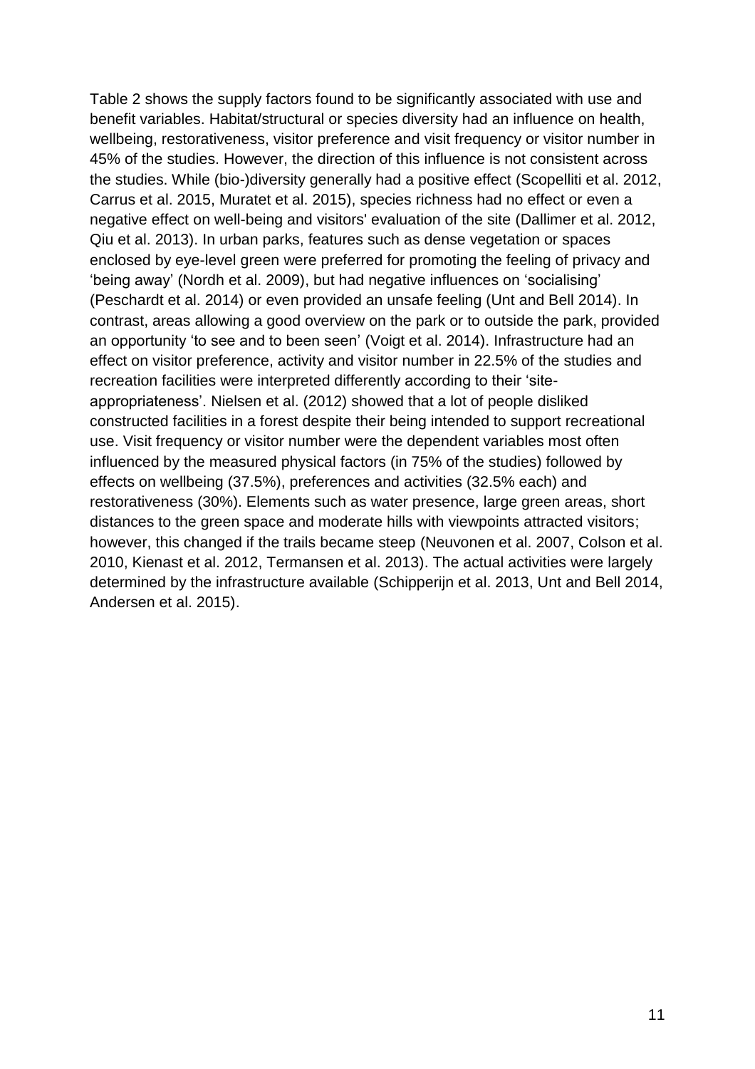Table 2 shows the supply factors found to be significantly associated with use and benefit variables. Habitat/structural or species diversity had an influence on health, wellbeing, restorativeness, visitor preference and visit frequency or visitor number in 45% of the studies. However, the direction of this influence is not consistent across the studies. While (bio-)diversity generally had a positive effect (Scopelliti et al. 2012, Carrus et al. 2015, Muratet et al. 2015), species richness had no effect or even a negative effect on well-being and visitors' evaluation of the site (Dallimer et al. 2012, Qiu et al. 2013). In urban parks, features such as dense vegetation or spaces enclosed by eye-level green were preferred for promoting the feeling of privacy and 'being away' (Nordh et al. 2009), but had negative influences on 'socialising' (Peschardt et al. 2014) or even provided an unsafe feeling (Unt and Bell 2014). In contrast, areas allowing a good overview on the park or to outside the park, provided an opportunity 'to see and to been seen' (Voigt et al. 2014). Infrastructure had an effect on visitor preference, activity and visitor number in 22.5% of the studies and recreation facilities were interpreted differently according to their 'site-appropriateness'. Nielsen et al. (2012) showed that a lot of people disliked constructed facilities in a forest despite their being intended to support recreational use. Visit frequency or visitor number were the dependent variables most often influenced by the measured physical factors (in 75% of the studies) followed by effects on wellbeing (37.5%), preferences and activities (32.5% each) and restorativeness (30%). Elements such as water presence, large green areas, short distances to the green space and moderate hills with viewpoints attracted visitors; however, this changed if the trails became steep (Neuvonen et al. 2007, Colson et al. 2010, Kienast et al. 2012, Termansen et al. 2013). The actual activities were largely determined by the infrastructure available (Schipperijn et al. 2013, Unt and Bell 2014, Andersen et al. 2015).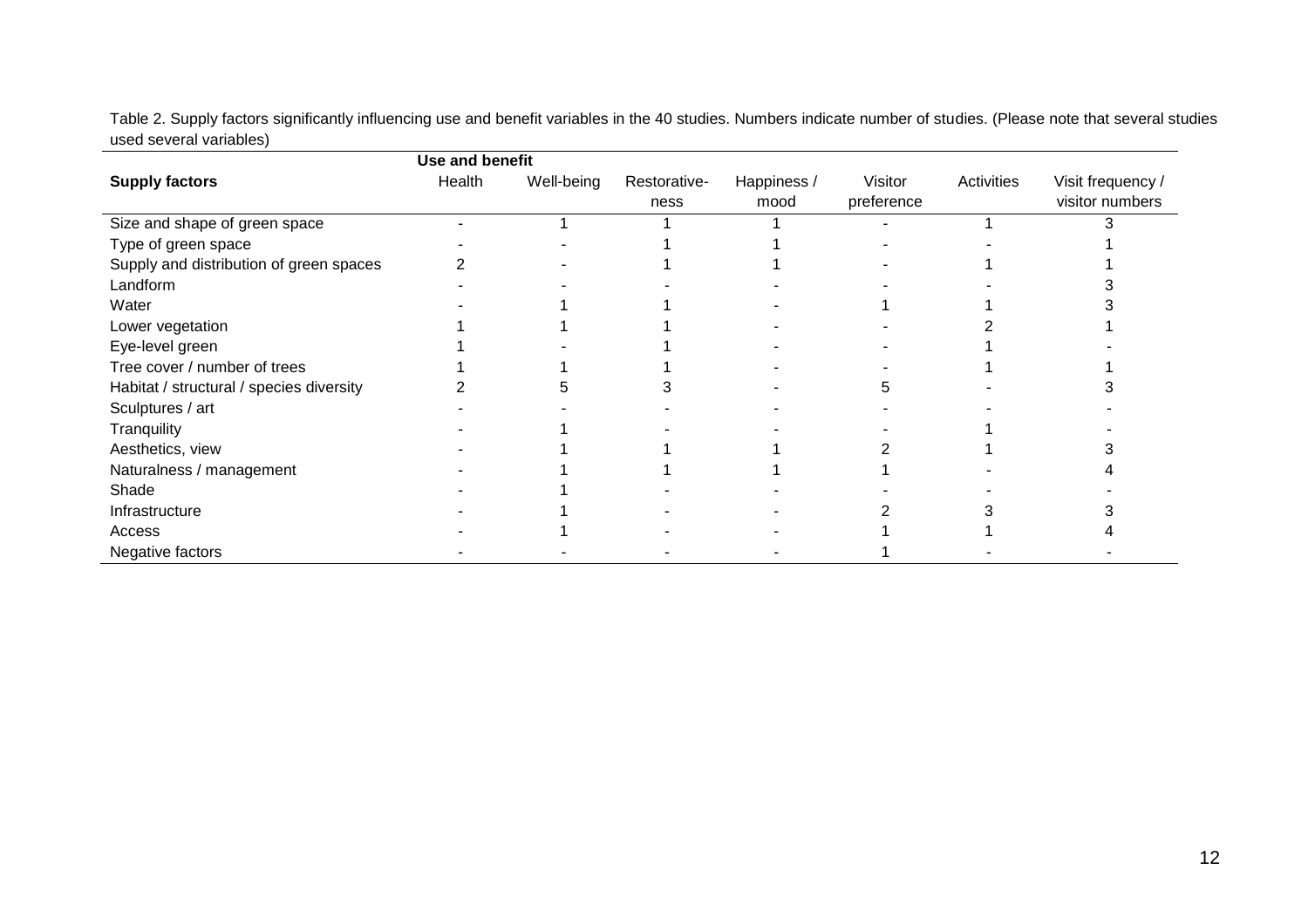Table 2. Supply factors significantly influencing use and benefit variables in the 40 studies. Numbers indicate number of studies. (Please note that several studies used several variables)

| | **Use and benefit** | | | | | | |
|---|---|---|---|---|---|---|---|
| **Supply factors** | Health | Well-being | Restorative-ness | Happiness / mood | Visitor preference | Activities | Visit frequency / visitor numbers |
| Size and shape of green space | - | 1 | 1 | 1 | - | 1 | 3 |
| Type of green space | - | - | 1 | 1 | - | - | 1 |
| Supply and distribution of green spaces | 2 | - | 1 | 1 | - | 1 | 1 |
| Landform | - | - | - | - | - | - | 3 |
| Water | - | 1 | 1 | - | 1 | 1 | 3 |
| Lower vegetation | 1 | 1 | 1 | - | - | 2 | 1 |
| Eye-level green | 1 | - | 1 | - | - | 1 | - |
| Tree cover / number of trees | 1 | 1 | 1 | - | - | 1 | 1 |
| Habitat / structural / species diversity | 2 | 5 | 3 | - | 5 | - | 3 |
| Sculptures / art | - | - | - | - | - | - | - |
| Tranquility | - | 1 | - | - | - | 1 | - |
| Aesthetics, view | - | 1 | 1 | 1 | 2 | 1 | 3 |
| Naturalness / management | - | 1 | 1 | 1 | 1 | - | 4 |
| Shade | - | 1 | - | - | - | - | - |
| Infrastructure | - | 1 | - | - | 2 | 3 | 3 |
| Access | - | 1 | - | - | 1 | 1 | 4 |
| Negative factors | - | - | - | - | 1 | - | - |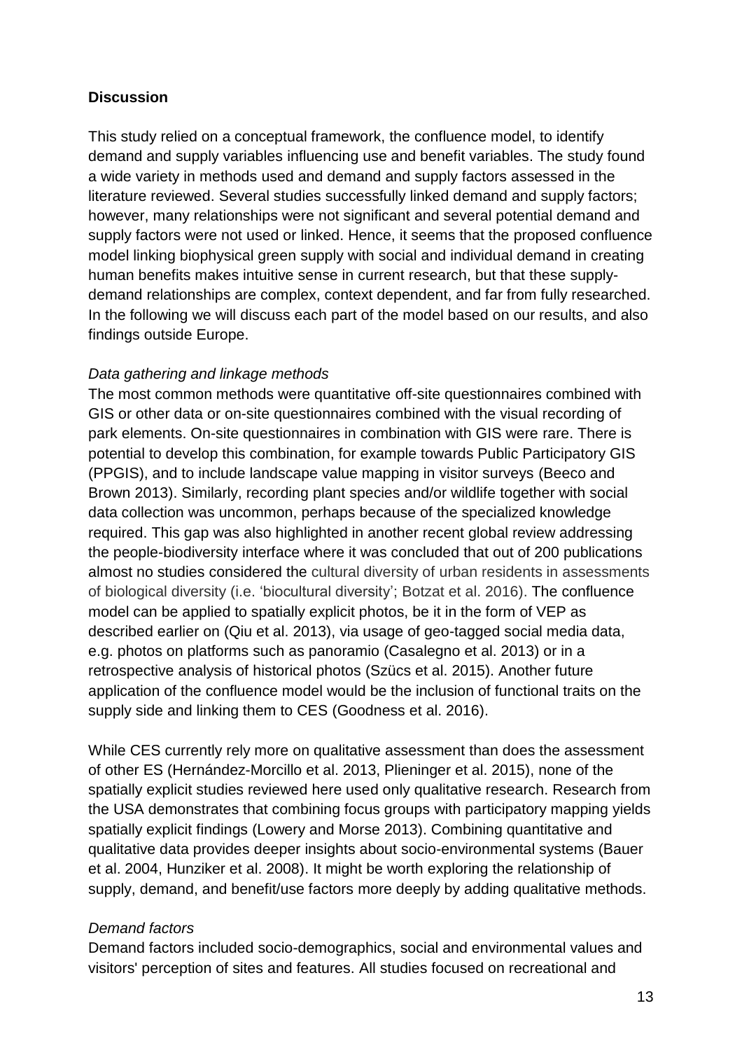## Discussion

This study relied on a conceptual framework, the confluence model, to identify demand and supply variables influencing use and benefit variables. The study found a wide variety in methods used and demand and supply factors assessed in the literature reviewed. Several studies successfully linked demand and supply factors; however, many relationships were not significant and several potential demand and supply factors were not used or linked. Hence, it seems that the proposed confluence model linking biophysical green supply with social and individual demand in creating human benefits makes intuitive sense in current research, but that these supply-demand relationships are complex, context dependent, and far from fully researched. In the following we will discuss each part of the model based on our results, and also findings outside Europe.

### *Data gathering and linkage methods*

The most common methods were quantitative off-site questionnaires combined with GIS or other data or on-site questionnaires combined with the visual recording of park elements. On-site questionnaires in combination with GIS were rare. There is potential to develop this combination, for example towards Public Participatory GIS (PPGIS), and to include landscape value mapping in visitor surveys (Beeco and Brown 2013). Similarly, recording plant species and/or wildlife together with social data collection was uncommon, perhaps because of the specialized knowledge required. This gap was also highlighted in another recent global review addressing the people-biodiversity interface where it was concluded that out of 200 publications almost no studies considered the cultural diversity of urban residents in assessments of biological diversity (i.e. 'biocultural diversity'; Botzat et al. 2016). The confluence model can be applied to spatially explicit photos, be it in the form of VEP as described earlier on (Qiu et al. 2013), via usage of geo-tagged social media data, e.g. photos on platforms such as panoramio (Casalegno et al. 2013) or in a retrospective analysis of historical photos (Szücs et al. 2015). Another future application of the confluence model would be the inclusion of functional traits on the supply side and linking them to CES (Goodness et al. 2016).

While CES currently rely more on qualitative assessment than does the assessment of other ES (Hernández-Morcillo et al. 2013, Plieninger et al. 2015), none of the spatially explicit studies reviewed here used only qualitative research. Research from the USA demonstrates that combining focus groups with participatory mapping yields spatially explicit findings (Lowery and Morse 2013). Combining quantitative and qualitative data provides deeper insights about socio-environmental systems (Bauer et al. 2004, Hunziker et al. 2008). It might be worth exploring the relationship of supply, demand, and benefit/use factors more deeply by adding qualitative methods.

### *Demand factors*

Demand factors included socio-demographics, social and environmental values and visitors' perception of sites and features. All studies focused on recreational and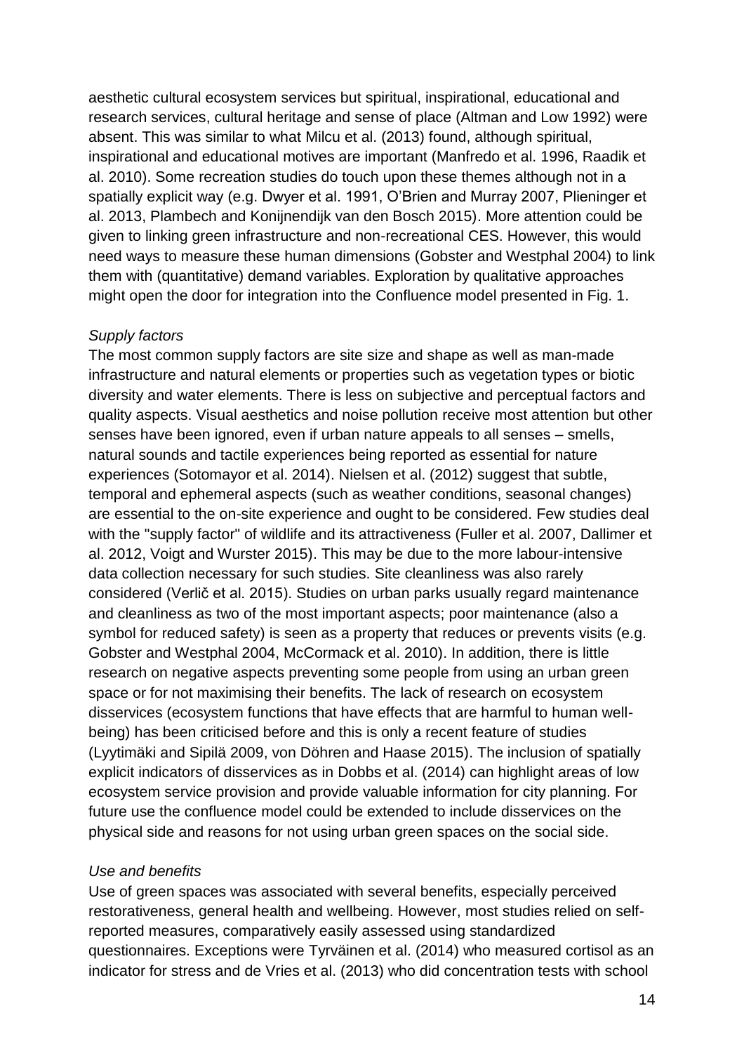aesthetic cultural ecosystem services but spiritual, inspirational, educational and research services, cultural heritage and sense of place (Altman and Low 1992) were absent. This was similar to what Milcu et al. (2013) found, although spiritual, inspirational and educational motives are important (Manfredo et al. 1996, Raadik et al. 2010). Some recreation studies do touch upon these themes although not in a spatially explicit way (e.g. Dwyer et al. 1991, O'Brien and Murray 2007, Plieninger et al. 2013, Plambech and Konijnendijk van den Bosch 2015). More attention could be given to linking green infrastructure and non-recreational CES. However, this would need ways to measure these human dimensions (Gobster and Westphal 2004) to link them with (quantitative) demand variables. Exploration by qualitative approaches might open the door for integration into the Confluence model presented in Fig. 1.

*Supply factors*

The most common supply factors are site size and shape as well as man-made infrastructure and natural elements or properties such as vegetation types or biotic diversity and water elements. There is less on subjective and perceptual factors and quality aspects. Visual aesthetics and noise pollution receive most attention but other senses have been ignored, even if urban nature appeals to all senses – smells, natural sounds and tactile experiences being reported as essential for nature experiences (Sotomayor et al. 2014). Nielsen et al. (2012) suggest that subtle, temporal and ephemeral aspects (such as weather conditions, seasonal changes) are essential to the on-site experience and ought to be considered. Few studies deal with the "supply factor" of wildlife and its attractiveness (Fuller et al. 2007, Dallimer et al. 2012, Voigt and Wurster 2015). This may be due to the more labour-intensive data collection necessary for such studies. Site cleanliness was also rarely considered (Verlič et al. 2015). Studies on urban parks usually regard maintenance and cleanliness as two of the most important aspects; poor maintenance (also a symbol for reduced safety) is seen as a property that reduces or prevents visits (e.g. Gobster and Westphal 2004, McCormack et al. 2010). In addition, there is little research on negative aspects preventing some people from using an urban green space or for not maximising their benefits. The lack of research on ecosystem disservices (ecosystem functions that have effects that are harmful to human well-being) has been criticised before and this is only a recent feature of studies (Lyytimäki and Sipilä 2009, von Döhren and Haase 2015). The inclusion of spatially explicit indicators of disservices as in Dobbs et al. (2014) can highlight areas of low ecosystem service provision and provide valuable information for city planning. For future use the confluence model could be extended to include disservices on the physical side and reasons for not using urban green spaces on the social side.

*Use and benefits*

Use of green spaces was associated with several benefits, especially perceived restorativeness, general health and wellbeing. However, most studies relied on self-reported measures, comparatively easily assessed using standardized questionnaires. Exceptions were Tyrväinen et al. (2014) who measured cortisol as an indicator for stress and de Vries et al. (2013) who did concentration tests with school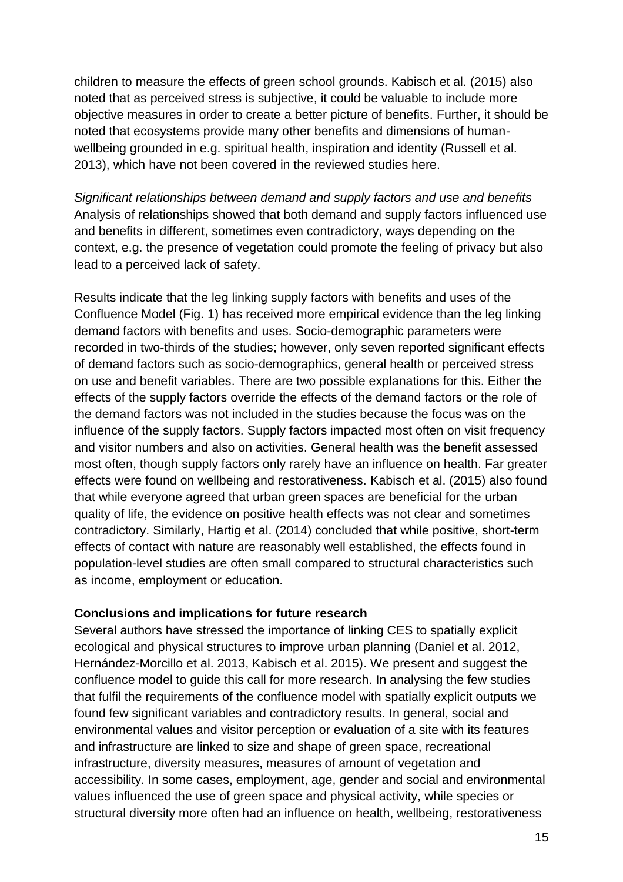children to measure the effects of green school grounds. Kabisch et al. (2015) also noted that as perceived stress is subjective, it could be valuable to include more objective measures in order to create a better picture of benefits. Further, it should be noted that ecosystems provide many other benefits and dimensions of human-wellbeing grounded in e.g. spiritual health, inspiration and identity (Russell et al. 2013), which have not been covered in the reviewed studies here.

*Significant relationships between demand and supply factors and use and benefits*
Analysis of relationships showed that both demand and supply factors influenced use and benefits in different, sometimes even contradictory, ways depending on the context, e.g. the presence of vegetation could promote the feeling of privacy but also lead to a perceived lack of safety.

Results indicate that the leg linking supply factors with benefits and uses of the Confluence Model (Fig. 1) has received more empirical evidence than the leg linking demand factors with benefits and uses. Socio-demographic parameters were recorded in two-thirds of the studies; however, only seven reported significant effects of demand factors such as socio-demographics, general health or perceived stress on use and benefit variables. There are two possible explanations for this. Either the effects of the supply factors override the effects of the demand factors or the role of the demand factors was not included in the studies because the focus was on the influence of the supply factors. Supply factors impacted most often on visit frequency and visitor numbers and also on activities. General health was the benefit assessed most often, though supply factors only rarely have an influence on health. Far greater effects were found on wellbeing and restorativeness. Kabisch et al. (2015) also found that while everyone agreed that urban green spaces are beneficial for the urban quality of life, the evidence on positive health effects was not clear and sometimes contradictory. Similarly, Hartig et al. (2014) concluded that while positive, short-term effects of contact with nature are reasonably well established, the effects found in population-level studies are often small compared to structural characteristics such as income, employment or education.

**Conclusions and implications for future research**
Several authors have stressed the importance of linking CES to spatially explicit ecological and physical structures to improve urban planning (Daniel et al. 2012, Hernández-Morcillo et al. 2013, Kabisch et al. 2015). We present and suggest the confluence model to guide this call for more research. In analysing the few studies that fulfil the requirements of the confluence model with spatially explicit outputs we found few significant variables and contradictory results. In general, social and environmental values and visitor perception or evaluation of a site with its features and infrastructure are linked to size and shape of green space, recreational infrastructure, diversity measures, measures of amount of vegetation and accessibility. In some cases, employment, age, gender and social and environmental values influenced the use of green space and physical activity, while species or structural diversity more often had an influence on health, wellbeing, restorativeness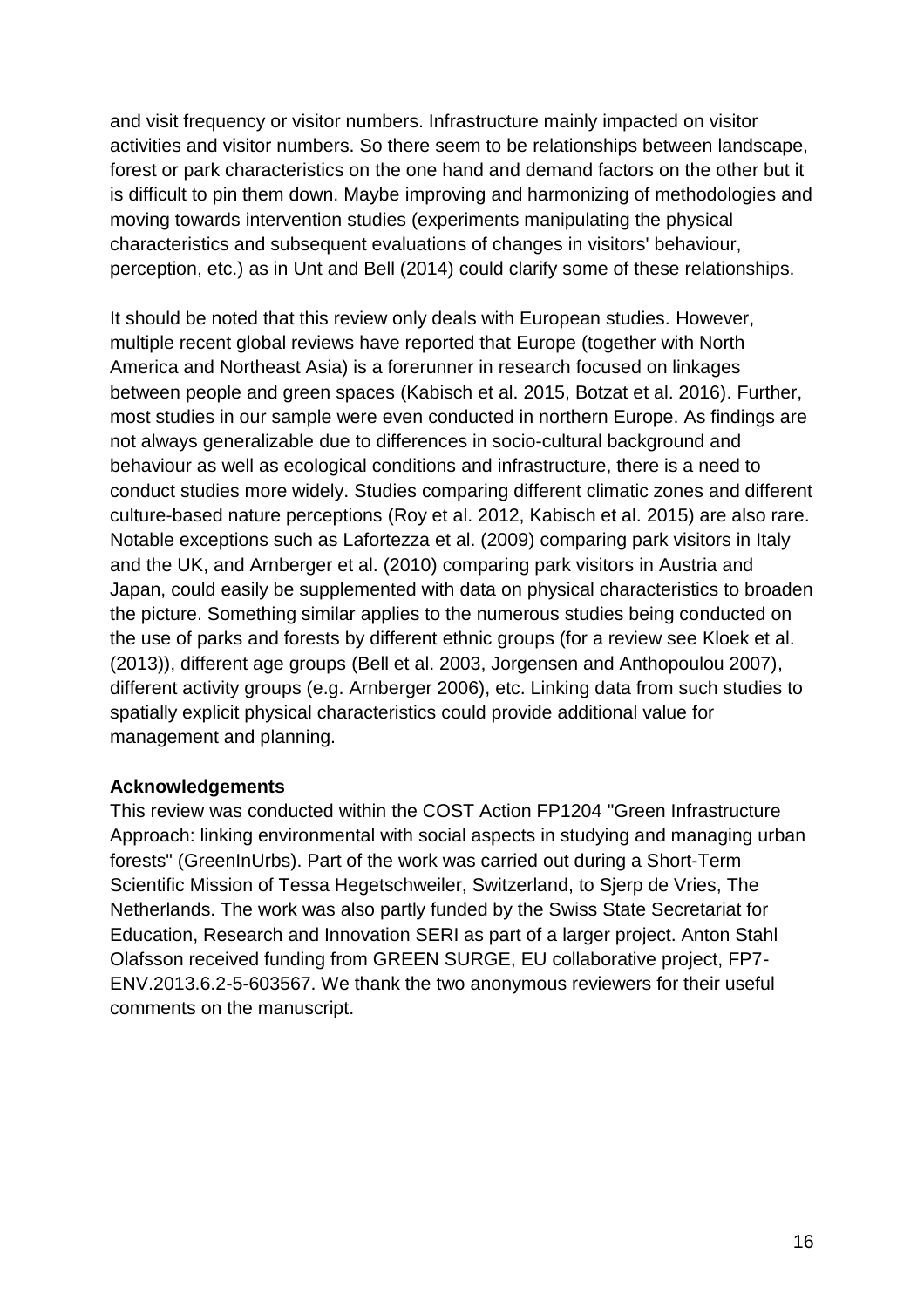and visit frequency or visitor numbers. Infrastructure mainly impacted on visitor activities and visitor numbers. So there seem to be relationships between landscape, forest or park characteristics on the one hand and demand factors on the other but it is difficult to pin them down. Maybe improving and harmonizing of methodologies and moving towards intervention studies (experiments manipulating the physical characteristics and subsequent evaluations of changes in visitors' behaviour, perception, etc.) as in Unt and Bell (2014) could clarify some of these relationships.

It should be noted that this review only deals with European studies. However, multiple recent global reviews have reported that Europe (together with North America and Northeast Asia) is a forerunner in research focused on linkages between people and green spaces (Kabisch et al. 2015, Botzat et al. 2016). Further, most studies in our sample were even conducted in northern Europe. As findings are not always generalizable due to differences in socio-cultural background and behaviour as well as ecological conditions and infrastructure, there is a need to conduct studies more widely. Studies comparing different climatic zones and different culture-based nature perceptions (Roy et al. 2012, Kabisch et al. 2015) are also rare. Notable exceptions such as Lafortezza et al. (2009) comparing park visitors in Italy and the UK, and Arnberger et al. (2010) comparing park visitors in Austria and Japan, could easily be supplemented with data on physical characteristics to broaden the picture. Something similar applies to the numerous studies being conducted on the use of parks and forests by different ethnic groups (for a review see Kloek et al. (2013)), different age groups (Bell et al. 2003, Jorgensen and Anthopoulou 2007), different activity groups (e.g. Arnberger 2006), etc. Linking data from such studies to spatially explicit physical characteristics could provide additional value for management and planning.

**Acknowledgements**

This review was conducted within the COST Action FP1204 "Green Infrastructure Approach: linking environmental with social aspects in studying and managing urban forests" (GreenInUrbs). Part of the work was carried out during a Short-Term Scientific Mission of Tessa Hegetschweiler, Switzerland, to Sjerp de Vries, The Netherlands. The work was also partly funded by the Swiss State Secretariat for Education, Research and Innovation SERI as part of a larger project. Anton Stahl Olafsson received funding from GREEN SURGE, EU collaborative project, FP7-ENV.2013.6.2-5-603567. We thank the two anonymous reviewers for their useful comments on the manuscript.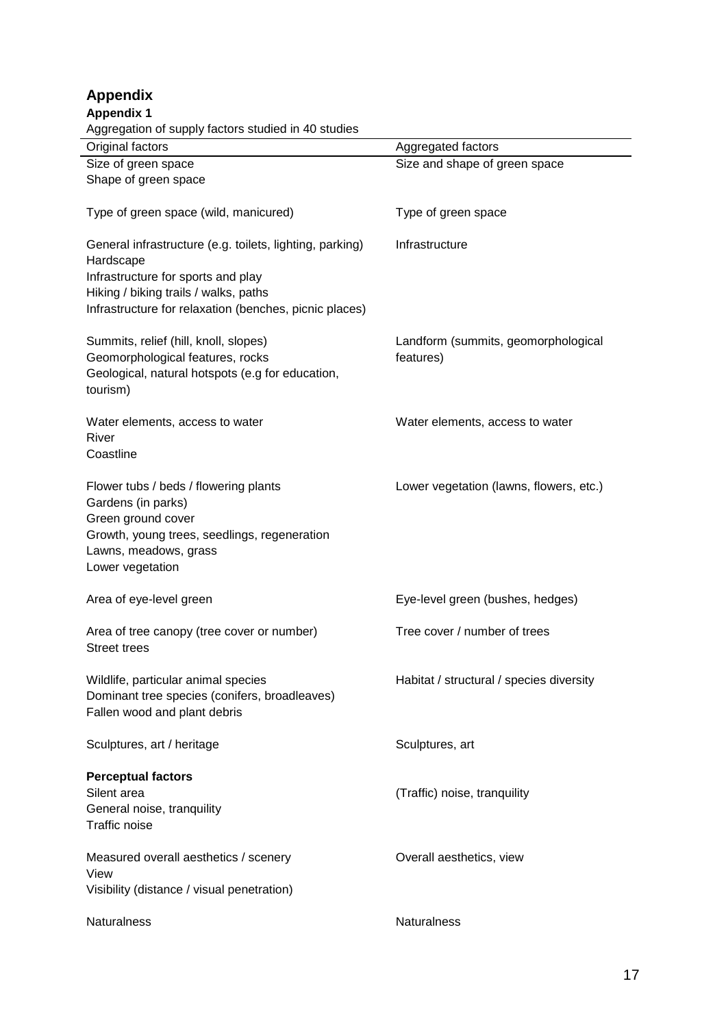# Appendix

## Appendix 1

Aggregation of supply factors studied in 40 studies

| Original factors | Aggregated factors |
|---|---|
| Size of green space<br>Shape of green space | Size and shape of green space |
| Type of green space (wild, manicured) | Type of green space |
| General infrastructure (e.g. toilets, lighting, parking)<br>Hardscape<br>Infrastructure for sports and play<br>Hiking / biking trails / walks, paths<br>Infrastructure for relaxation (benches, picnic places) | Infrastructure |
| Summits, relief (hill, knoll, slopes)<br>Geomorphological features, rocks<br>Geological, natural hotspots (e.g for education, tourism) | Landform (summits, geomorphological features) |
| Water elements, access to water<br>River<br>Coastline | Water elements, access to water |
| Flower tubs / beds / flowering plants<br>Gardens (in parks)<br>Green ground cover<br>Growth, young trees, seedlings, regeneration<br>Lawns, meadows, grass<br>Lower vegetation | Lower vegetation (lawns, flowers, etc.) |
| Area of eye-level green | Eye-level green (bushes, hedges) |
| Area of tree canopy (tree cover or number)<br>Street trees | Tree cover / number of trees |
| Wildlife, particular animal species<br>Dominant tree species (conifers, broadleaves)<br>Fallen wood and plant debris | Habitat / structural / species diversity |
| Sculptures, art / heritage | Sculptures, art |
| **Perceptual factors** | |
| Silent area<br>General noise, tranquility<br>Traffic noise | (Traffic) noise, tranquility |
| Measured overall aesthetics / scenery<br>View<br>Visibility (distance / visual penetration) | Overall aesthetics, view |
| Naturalness | Naturalness |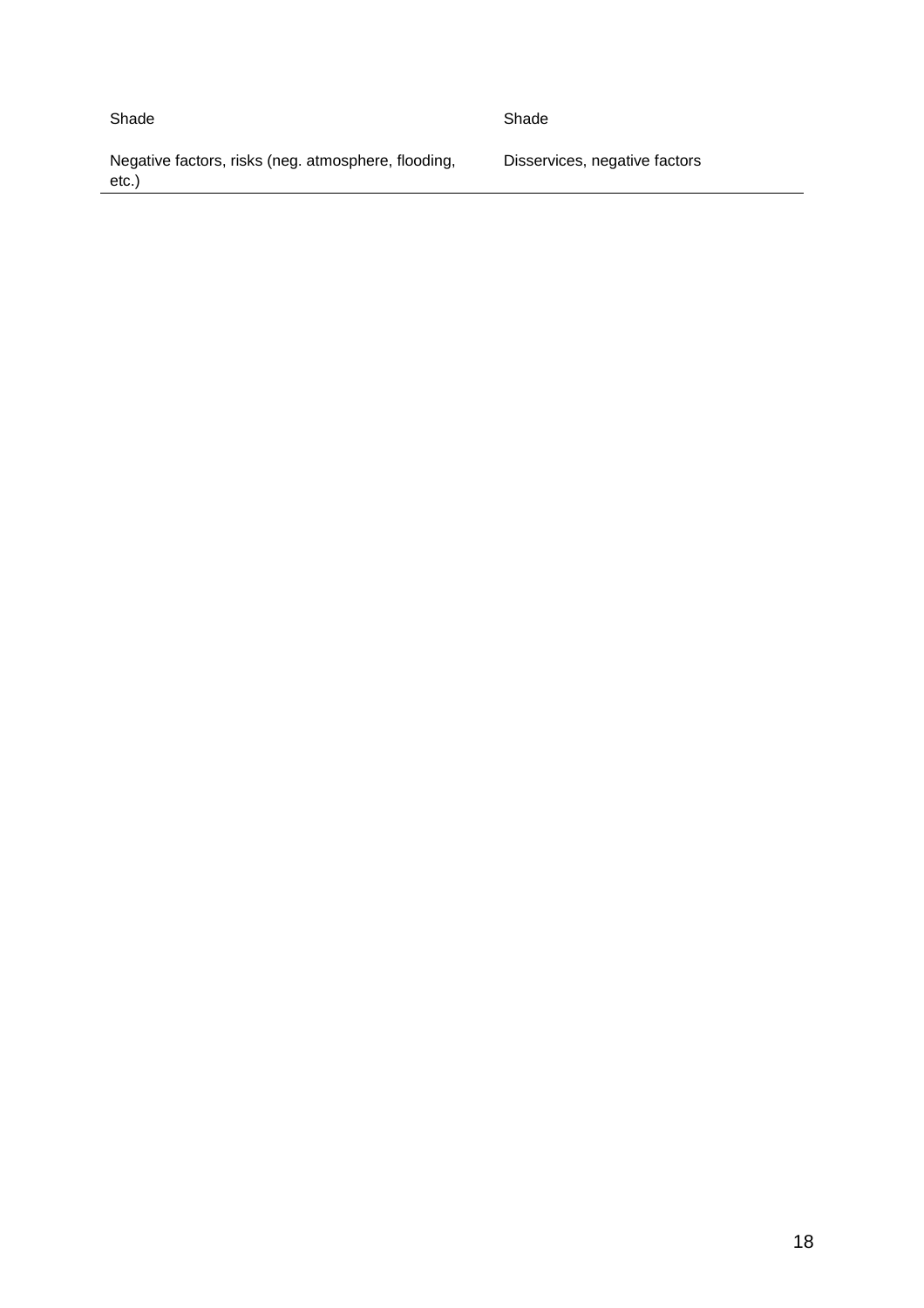| | |
|---|---|
| Shade | Shade |
| Negative factors, risks (neg. atmosphere, flooding, etc.) | Disservices, negative factors |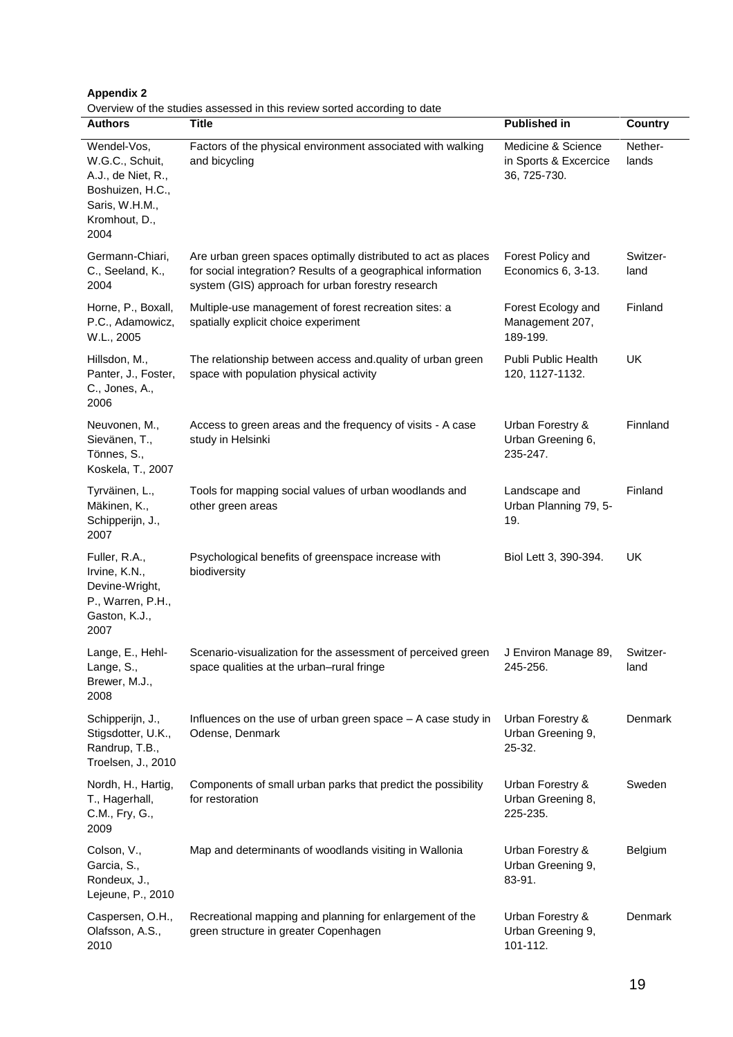**Appendix 2**

Overview of the studies assessed in this review sorted according to date

| Authors | Title | Published in | Country |
|---|---|---|---|
| Wendel-Vos, W.G.C., Schuit, A.J., de Niet, R., Boshuizen, H.C., Saris, W.H.M., Kromhout, D., 2004 | Factors of the physical environment associated with walking and bicycling | Medicine & Science in Sports & Excercice 36, 725-730. | Nether-lands |
| Germann-Chiari, C., Seeland, K., 2004 | Are urban green spaces optimally distributed to act as places for social integration? Results of a geographical information system (GIS) approach for urban forestry research | Forest Policy and Economics 6, 3-13. | Switzer-land |
| Horne, P., Boxall, P.C., Adamowicz, W.L., 2005 | Multiple-use management of forest recreation sites: a spatially explicit choice experiment | Forest Ecology and Management 207, 189-199. | Finland |
| Hillsdon, M., Panter, J., Foster, C., Jones, A., 2006 | The relationship between access and.quality of urban green space with population physical activity | Publi Public Health 120, 1127-1132. | UK |
| Neuvonen, M., Sievänen, T., Tönnes, S., Koskela, T., 2007 | Access to green areas and the frequency of visits - A case study in Helsinki | Urban Forestry & Urban Greening 6, 235-247. | Finnland |
| Tyrväinen, L., Mäkinen, K., Schipperijn, J., 2007 | Tools for mapping social values of urban woodlands and other green areas | Landscape and Urban Planning 79, 5-19. | Finland |
| Fuller, R.A., Irvine, K.N., Devine-Wright, P., Warren, P.H., Gaston, K.J., 2007 | Psychological benefits of greenspace increase with biodiversity | Biol Lett 3, 390-394. | UK |
| Lange, E., Hehl-Lange, S., Brewer, M.J., 2008 | Scenario-visualization for the assessment of perceived green space qualities at the urban–rural fringe | J Environ Manage 89, 245-256. | Switzer-land |
| Schipperijn, J., Stigsdotter, U.K., Randrup, T.B., Troelsen, J., 2010 | Influences on the use of urban green space – A case study in Odense, Denmark | Urban Forestry & Urban Greening 9, 25-32. | Denmark |
| Nordh, H., Hartig, T., Hagerhall, C.M., Fry, G., 2009 | Components of small urban parks that predict the possibility for restoration | Urban Forestry & Urban Greening 8, 225-235. | Sweden |
| Colson, V., Garcia, S., Rondeux, J., Lejeune, P., 2010 | Map and determinants of woodlands visiting in Wallonia | Urban Forestry & Urban Greening 9, 83-91. | Belgium |
| Caspersen, O.H., Olafsson, A.S., 2010 | Recreational mapping and planning for enlargement of the green structure in greater Copenhagen | Urban Forestry & Urban Greening 9, 101-112. | Denmark |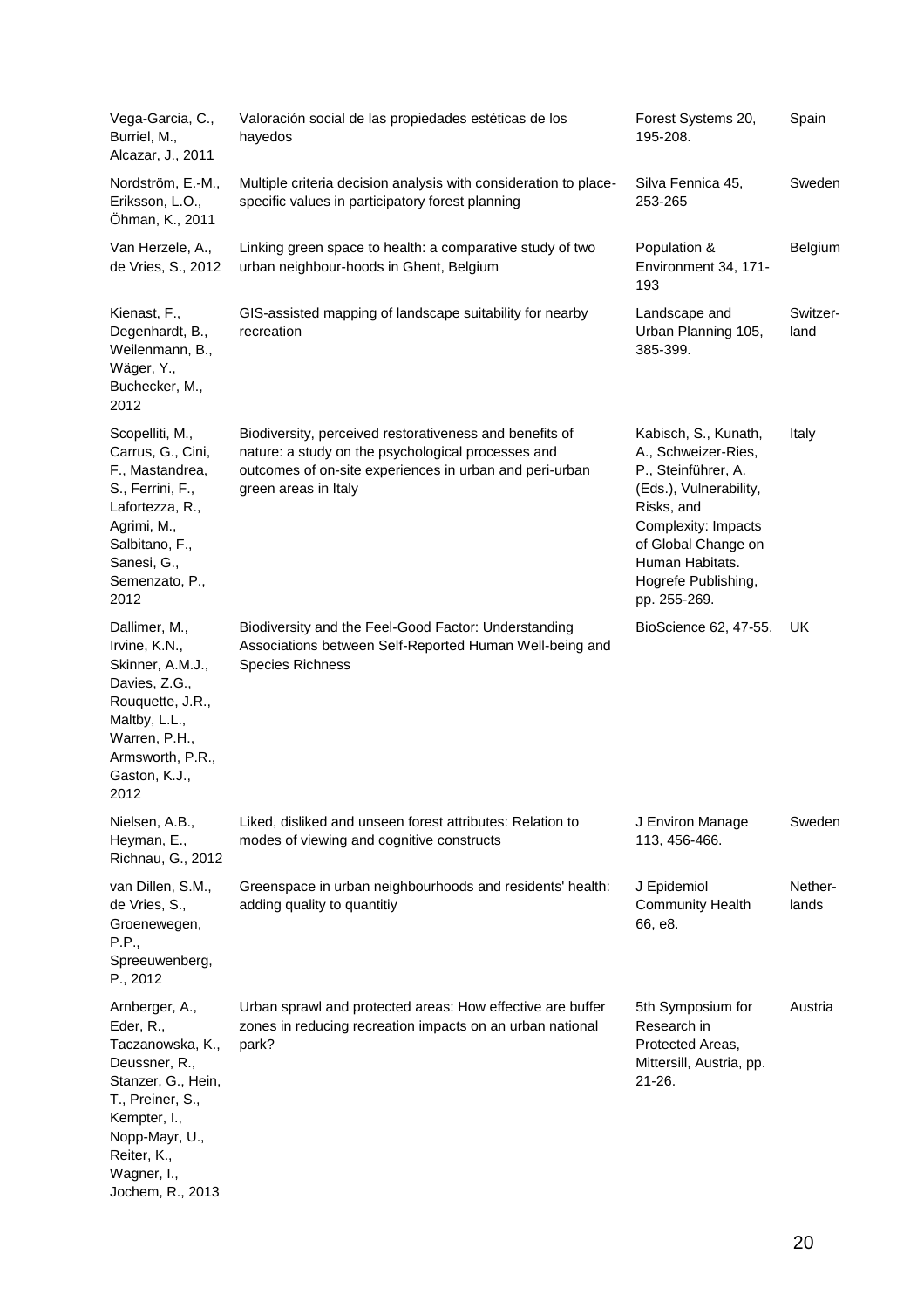| | | | |
|---|---|---|---|
| Vega-Garcia, C., Burriel, M., Alcazar, J., 2011 | Valoración social de las propiedades estéticas de los hayedos | Forest Systems 20, 195-208. | Spain |
| Nordström, E.-M., Eriksson, L.O., Öhman, K., 2011 | Multiple criteria decision analysis with consideration to place-specific values in participatory forest planning | Silva Fennica 45, 253-265 | Sweden |
| Van Herzele, A., de Vries, S., 2012 | Linking green space to health: a comparative study of two urban neighbour-hoods in Ghent, Belgium | Population & Environment 34, 171-193 | Belgium |
| Kienast, F., Degenhardt, B., Weilenmann, B., Wäger, Y., Buchecker, M., 2012 | GIS-assisted mapping of landscape suitability for nearby recreation | Landscape and Urban Planning 105, 385-399. | Switzer-land |
| Scopelliti, M., Carrus, G., Cini, F., Mastandrea, S., Ferrini, F., Lafortezza, R., Agrimi, M., Salbitano, F., Sanesi, G., Semenzato, P., 2012 | Biodiversity, perceived restorativeness and benefits of nature: a study on the psychological processes and outcomes of on-site experiences in urban and peri-urban green areas in Italy | Kabisch, S., Kunath, A., Schweizer-Ries, P., Steinführer, A. (Eds.), Vulnerability, Risks, and Complexity: Impacts of Global Change on Human Habitats. Hogrefe Publishing, pp. 255-269. | Italy |
| Dallimer, M., Irvine, K.N., Skinner, A.M.J., Davies, Z.G., Rouquette, J.R., Maltby, L.L., Warren, P.H., Armsworth, P.R., Gaston, K.J., 2012 | Biodiversity and the Feel-Good Factor: Understanding Associations between Self-Reported Human Well-being and Species Richness | BioScience 62, 47-55. | UK |
| Nielsen, A.B., Heyman, E., Richnau, G., 2012 | Liked, disliked and unseen forest attributes: Relation to modes of viewing and cognitive constructs | J Environ Manage 113, 456-466. | Sweden |
| van Dillen, S.M., de Vries, S., Groenewegen, P.P., Spreeuwenberg, P., 2012 | Greenspace in urban neighbourhoods and residents' health: adding quality to quantitiy | J Epidemiol Community Health 66, e8. | Nether-lands |
| Arnberger, A., Eder, R., Taczanowska, K., Deussner, R., Stanzer, G., Hein, T., Preiner, S., Kempter, I., Nopp-Mayr, U., Reiter, K., Wagner, I., Jochem, R., 2013 | Urban sprawl and protected areas: How effective are buffer zones in reducing recreation impacts on an urban national park? | 5th Symposium for Research in Protected Areas, Mittersill, Austria, pp. 21-26. | Austria |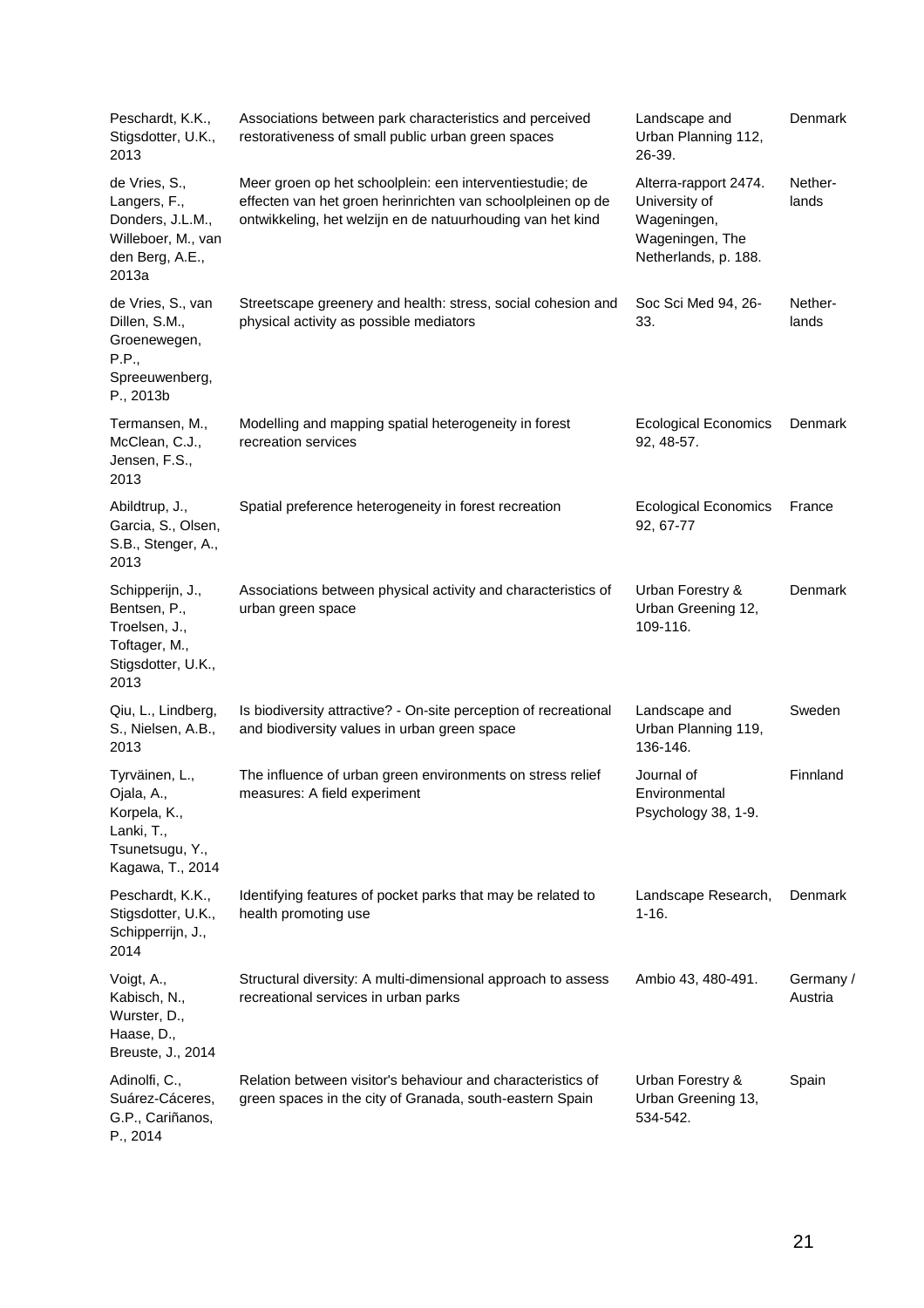| | | | |
|---|---|---|---|
| Peschardt, K.K., Stigsdotter, U.K., 2013 | Associations between park characteristics and perceived restorativeness of small public urban green spaces | Landscape and Urban Planning 112, 26-39. | Denmark |
| de Vries, S., Langers, F., Donders, J.L.M., Willeboer, M., van den Berg, A.E., 2013a | Meer groen op het schoolplein: een interventiestudie; de effecten van het groen herinrichten van schoolpleinen op de ontwikkeling, het welzijn en de natuurhouding van het kind | Alterra-rapport 2474. University of Wageningen, Wageningen, The Netherlands, p. 188. | Nether-lands |
| de Vries, S., van Dillen, S.M., Groenewegen, P.P., Spreeuwenberg, P., 2013b | Streetscape greenery and health: stress, social cohesion and physical activity as possible mediators | Soc Sci Med 94, 26-33. | Nether-lands |
| Termansen, M., McClean, C.J., Jensen, F.S., 2013 | Modelling and mapping spatial heterogeneity in forest recreation services | Ecological Economics 92, 48-57. | Denmark |
| Abildtrup, J., Garcia, S., Olsen, S.B., Stenger, A., 2013 | Spatial preference heterogeneity in forest recreation | Ecological Economics 92, 67-77 | France |
| Schipperijn, J., Bentsen, P., Troelsen, J., Toftager, M., Stigsdotter, U.K., 2013 | Associations between physical activity and characteristics of urban green space | Urban Forestry & Urban Greening 12, 109-116. | Denmark |
| Qiu, L., Lindberg, S., Nielsen, A.B., 2013 | Is biodiversity attractive? - On-site perception of recreational and biodiversity values in urban green space | Landscape and Urban Planning 119, 136-146. | Sweden |
| Tyrväinen, L., Ojala, A., Korpela, K., Lanki, T., Tsunetsugu, Y., Kagawa, T., 2014 | The influence of urban green environments on stress relief measures: A field experiment | Journal of Environmental Psychology 38, 1-9. | Finnland |
| Peschardt, K.K., Stigsdotter, U.K., Schipperrijn, J., 2014 | Identifying features of pocket parks that may be related to health promoting use | Landscape Research, 1-16. | Denmark |
| Voigt, A., Kabisch, N., Wurster, D., Haase, D., Breuste, J., 2014 | Structural diversity: A multi-dimensional approach to assess recreational services in urban parks | Ambio 43, 480-491. | Germany / Austria |
| Adinolfi, C., Suárez-Cáceres, G.P., Cariñanos, P., 2014 | Relation between visitor's behaviour and characteristics of green spaces in the city of Granada, south-eastern Spain | Urban Forestry & Urban Greening 13, 534-542. | Spain |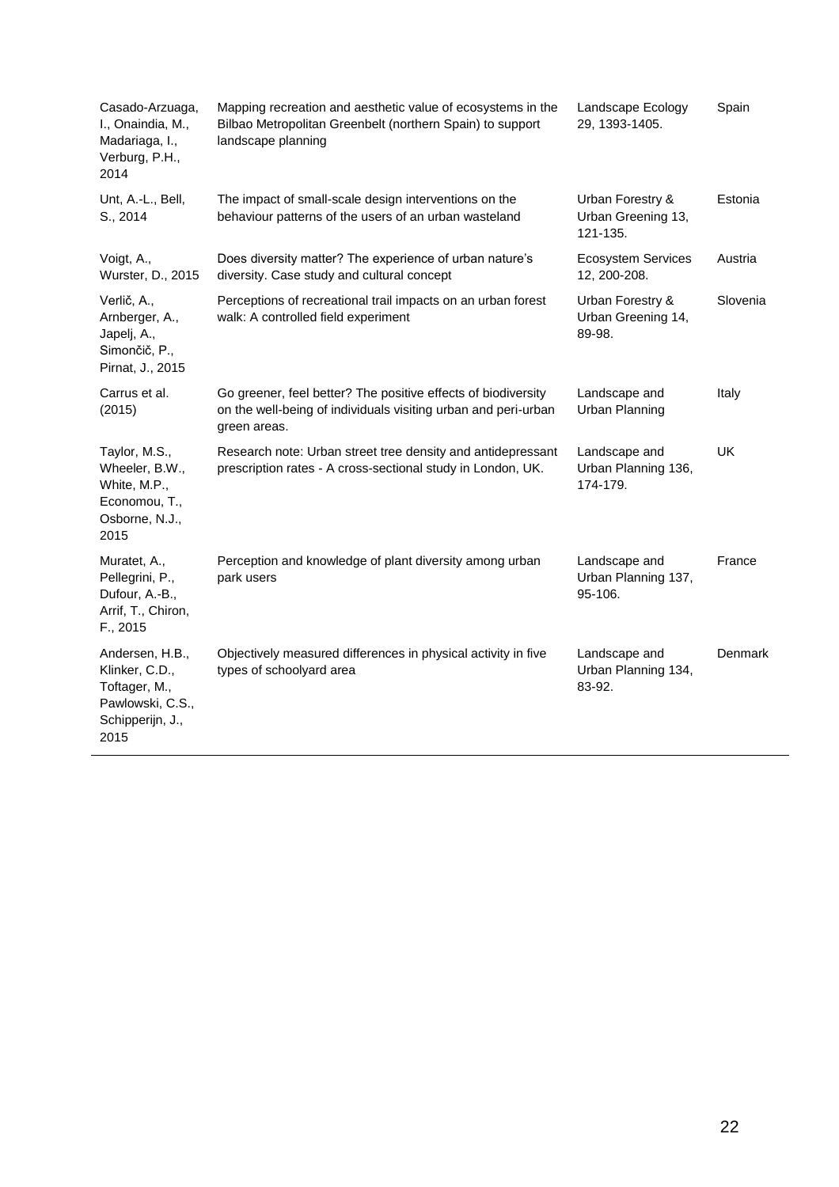| | | | |
|---|---|---|---|
| Casado-Arzuaga, I., Onaindia, M., Madariaga, I., Verburg, P.H., 2014 | Mapping recreation and aesthetic value of ecosystems in the Bilbao Metropolitan Greenbelt (northern Spain) to support landscape planning | Landscape Ecology 29, 1393-1405. | Spain |
| Unt, A.-L., Bell, S., 2014 | The impact of small-scale design interventions on the behaviour patterns of the users of an urban wasteland | Urban Forestry & Urban Greening 13, 121-135. | Estonia |
| Voigt, A., Wurster, D., 2015 | Does diversity matter? The experience of urban nature's diversity. Case study and cultural concept | Ecosystem Services 12, 200-208. | Austria |
| Verlič, A., Arnberger, A., Japelj, A., Simončič, P., Pirnat, J., 2015 | Perceptions of recreational trail impacts on an urban forest walk: A controlled field experiment | Urban Forestry & Urban Greening 14, 89-98. | Slovenia |
| Carrus et al. (2015) | Go greener, feel better? The positive effects of biodiversity on the well-being of individuals visiting urban and peri-urban green areas. | Landscape and Urban Planning | Italy |
| Taylor, M.S., Wheeler, B.W., White, M.P., Economou, T., Osborne, N.J., 2015 | Research note: Urban street tree density and antidepressant prescription rates - A cross-sectional study in London, UK. | Landscape and Urban Planning 136, 174-179. | UK |
| Muratet, A., Pellegrini, P., Dufour, A.-B., Arrif, T., Chiron, F., 2015 | Perception and knowledge of plant diversity among urban park users | Landscape and Urban Planning 137, 95-106. | France |
| Andersen, H.B., Klinker, C.D., Toftager, M., Pawlowski, C.S., Schipperijn, J., 2015 | Objectively measured differences in physical activity in five types of schoolyard area | Landscape and Urban Planning 134, 83-92. | Denmark |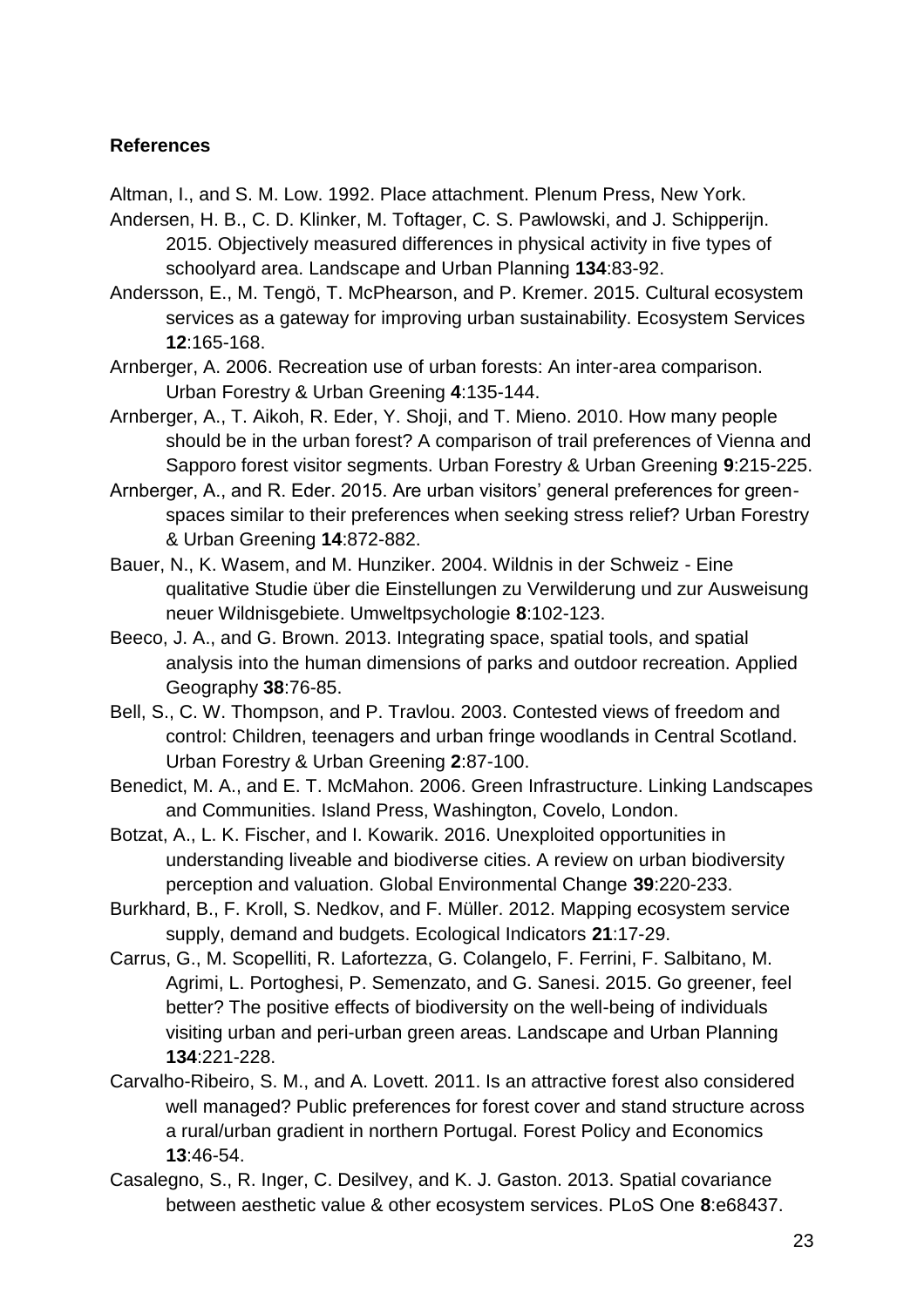**References**

Altman, I., and S. M. Low. 1992. Place attachment. Plenum Press, New York.

Andersen, H. B., C. D. Klinker, M. Toftager, C. S. Pawlowski, and J. Schipperijn. 2015. Objectively measured differences in physical activity in five types of schoolyard area. Landscape and Urban Planning **134**:83-92.

Andersson, E., M. Tengö, T. McPhearson, and P. Kremer. 2015. Cultural ecosystem services as a gateway for improving urban sustainability. Ecosystem Services **12**:165-168.

Arnberger, A. 2006. Recreation use of urban forests: An inter-area comparison. Urban Forestry & Urban Greening **4**:135-144.

Arnberger, A., T. Aikoh, R. Eder, Y. Shoji, and T. Mieno. 2010. How many people should be in the urban forest? A comparison of trail preferences of Vienna and Sapporo forest visitor segments. Urban Forestry & Urban Greening **9**:215-225.

Arnberger, A., and R. Eder. 2015. Are urban visitors' general preferences for green-spaces similar to their preferences when seeking stress relief? Urban Forestry & Urban Greening **14**:872-882.

Bauer, N., K. Wasem, and M. Hunziker. 2004. Wildnis in der Schweiz - Eine qualitative Studie über die Einstellungen zu Verwilderung und zur Ausweisung neuer Wildnisgebiete. Umweltpsychologie **8**:102-123.

Beeco, J. A., and G. Brown. 2013. Integrating space, spatial tools, and spatial analysis into the human dimensions of parks and outdoor recreation. Applied Geography **38**:76-85.

Bell, S., C. W. Thompson, and P. Travlou. 2003. Contested views of freedom and control: Children, teenagers and urban fringe woodlands in Central Scotland. Urban Forestry & Urban Greening **2**:87-100.

Benedict, M. A., and E. T. McMahon. 2006. Green Infrastructure. Linking Landscapes and Communities. Island Press, Washington, Covelo, London.

Botzat, A., L. K. Fischer, and I. Kowarik. 2016. Unexploited opportunities in understanding liveable and biodiverse cities. A review on urban biodiversity perception and valuation. Global Environmental Change **39**:220-233.

Burkhard, B., F. Kroll, S. Nedkov, and F. Müller. 2012. Mapping ecosystem service supply, demand and budgets. Ecological Indicators **21**:17-29.

Carrus, G., M. Scopelliti, R. Lafortezza, G. Colangelo, F. Ferrini, F. Salbitano, M. Agrimi, L. Portoghesi, P. Semenzato, and G. Sanesi. 2015. Go greener, feel better? The positive effects of biodiversity on the well-being of individuals visiting urban and peri-urban green areas. Landscape and Urban Planning **134**:221-228.

Carvalho-Ribeiro, S. M., and A. Lovett. 2011. Is an attractive forest also considered well managed? Public preferences for forest cover and stand structure across a rural/urban gradient in northern Portugal. Forest Policy and Economics **13**:46-54.

Casalegno, S., R. Inger, C. Desilvey, and K. J. Gaston. 2013. Spatial covariance between aesthetic value & other ecosystem services. PLoS One **8**:e68437.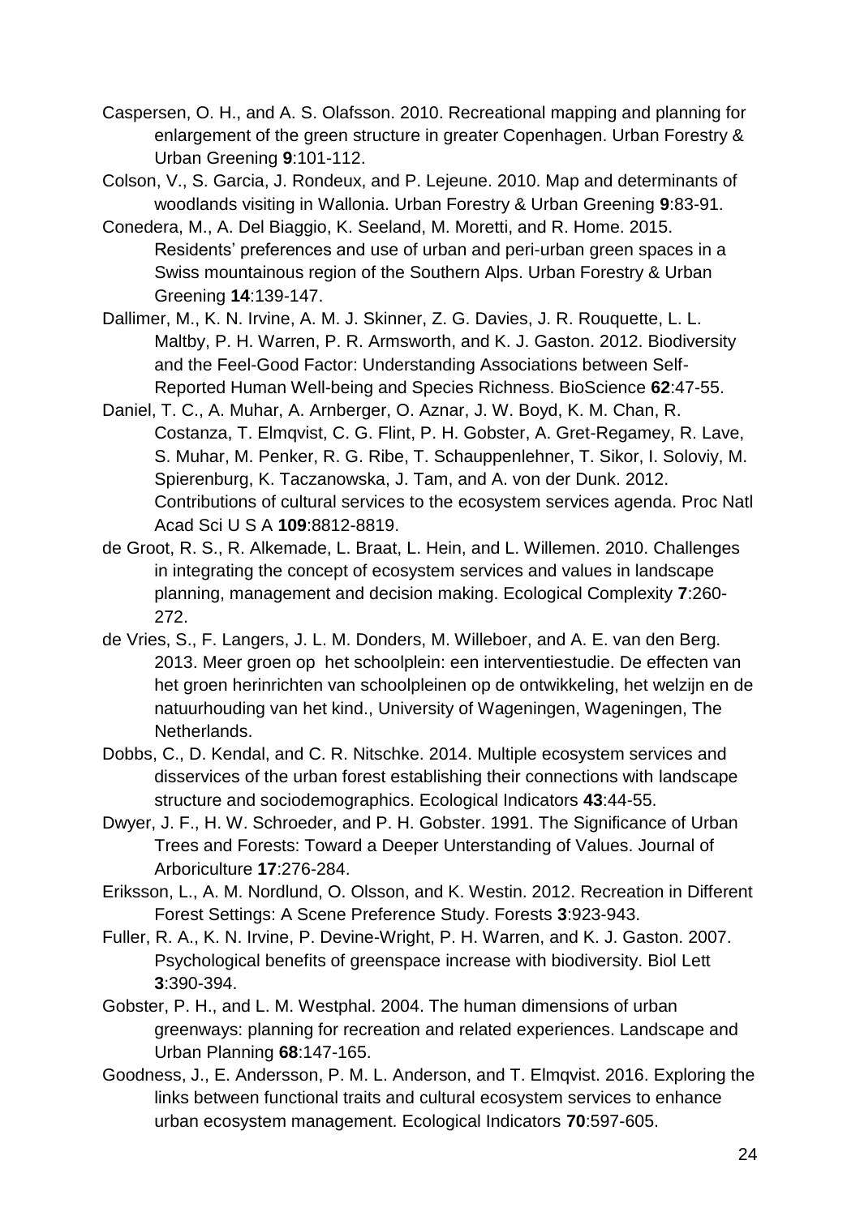Caspersen, O. H., and A. S. Olafsson. 2010. Recreational mapping and planning for enlargement of the green structure in greater Copenhagen. Urban Forestry & Urban Greening **9**:101-112.

Colson, V., S. Garcia, J. Rondeux, and P. Lejeune. 2010. Map and determinants of woodlands visiting in Wallonia. Urban Forestry & Urban Greening **9**:83-91.

Conedera, M., A. Del Biaggio, K. Seeland, M. Moretti, and R. Home. 2015. Residents' preferences and use of urban and peri-urban green spaces in a Swiss mountainous region of the Southern Alps. Urban Forestry & Urban Greening **14**:139-147.

Dallimer, M., K. N. Irvine, A. M. J. Skinner, Z. G. Davies, J. R. Rouquette, L. L. Maltby, P. H. Warren, P. R. Armsworth, and K. J. Gaston. 2012. Biodiversity and the Feel-Good Factor: Understanding Associations between Self-Reported Human Well-being and Species Richness. BioScience **62**:47-55.

Daniel, T. C., A. Muhar, A. Arnberger, O. Aznar, J. W. Boyd, K. M. Chan, R. Costanza, T. Elmqvist, C. G. Flint, P. H. Gobster, A. Gret-Regamey, R. Lave, S. Muhar, M. Penker, R. G. Ribe, T. Schauppenlehner, T. Sikor, I. Soloviy, M. Spierenburg, K. Taczanowska, J. Tam, and A. von der Dunk. 2012. Contributions of cultural services to the ecosystem services agenda. Proc Natl Acad Sci U S A **109**:8812-8819.

de Groot, R. S., R. Alkemade, L. Braat, L. Hein, and L. Willemen. 2010. Challenges in integrating the concept of ecosystem services and values in landscape planning, management and decision making. Ecological Complexity **7**:260-272.

de Vries, S., F. Langers, J. L. M. Donders, M. Willeboer, and A. E. van den Berg. 2013. Meer groen op het schoolplein: een interventiestudie. De effecten van het groen herinrichten van schoolpleinen op de ontwikkeling, het welzijn en de natuurhouding van het kind., University of Wageningen, Wageningen, The Netherlands.

Dobbs, C., D. Kendal, and C. R. Nitschke. 2014. Multiple ecosystem services and disservices of the urban forest establishing their connections with landscape structure and sociodemographics. Ecological Indicators **43**:44-55.

Dwyer, J. F., H. W. Schroeder, and P. H. Gobster. 1991. The Significance of Urban Trees and Forests: Toward a Deeper Unterstanding of Values. Journal of Arboriculture **17**:276-284.

Eriksson, L., A. M. Nordlund, O. Olsson, and K. Westin. 2012. Recreation in Different Forest Settings: A Scene Preference Study. Forests **3**:923-943.

Fuller, R. A., K. N. Irvine, P. Devine-Wright, P. H. Warren, and K. J. Gaston. 2007. Psychological benefits of greenspace increase with biodiversity. Biol Lett **3**:390-394.

Gobster, P. H., and L. M. Westphal. 2004. The human dimensions of urban greenways: planning for recreation and related experiences. Landscape and Urban Planning **68**:147-165.

Goodness, J., E. Andersson, P. M. L. Anderson, and T. Elmqvist. 2016. Exploring the links between functional traits and cultural ecosystem services to enhance urban ecosystem management. Ecological Indicators **70**:597-605.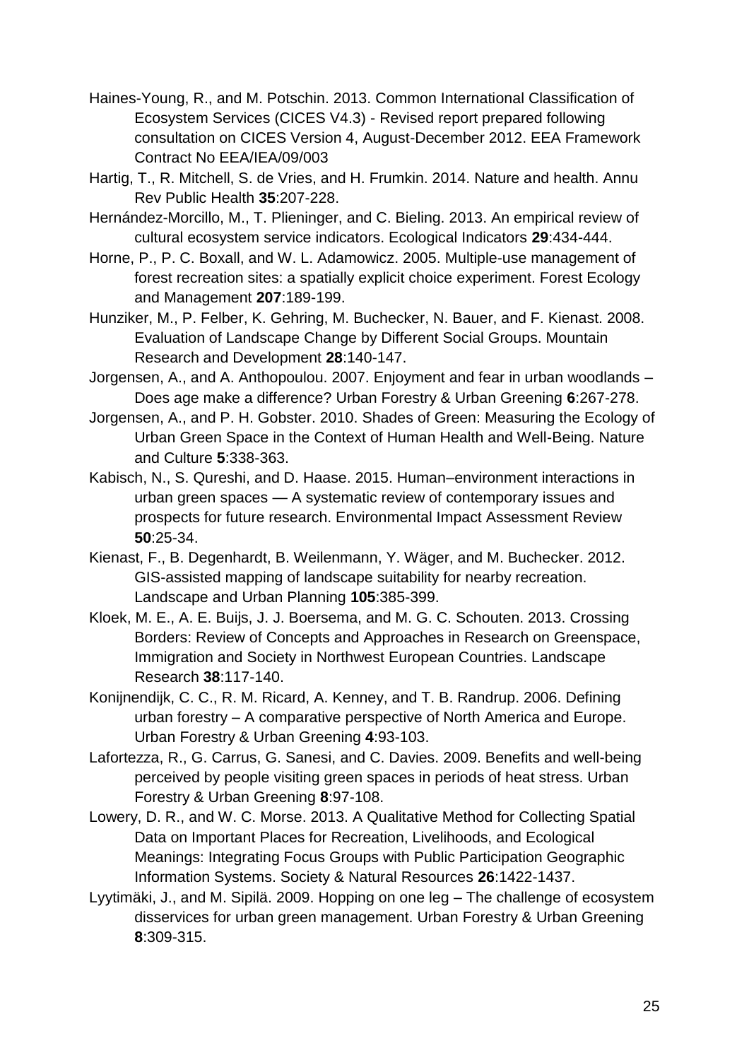Haines-Young, R., and M. Potschin. 2013. Common International Classification of Ecosystem Services (CICES V4.3) - Revised report prepared following consultation on CICES Version 4, August-December 2012. EEA Framework Contract No EEA/IEA/09/003

Hartig, T., R. Mitchell, S. de Vries, and H. Frumkin. 2014. Nature and health. Annu Rev Public Health **35**:207-228.

Hernández-Morcillo, M., T. Plieninger, and C. Bieling. 2013. An empirical review of cultural ecosystem service indicators. Ecological Indicators **29**:434-444.

Horne, P., P. C. Boxall, and W. L. Adamowicz. 2005. Multiple-use management of forest recreation sites: a spatially explicit choice experiment. Forest Ecology and Management **207**:189-199.

Hunziker, M., P. Felber, K. Gehring, M. Buchecker, N. Bauer, and F. Kienast. 2008. Evaluation of Landscape Change by Different Social Groups. Mountain Research and Development **28**:140-147.

Jorgensen, A., and A. Anthopoulou. 2007. Enjoyment and fear in urban woodlands – Does age make a difference? Urban Forestry & Urban Greening **6**:267-278.

Jorgensen, A., and P. H. Gobster. 2010. Shades of Green: Measuring the Ecology of Urban Green Space in the Context of Human Health and Well-Being. Nature and Culture **5**:338-363.

Kabisch, N., S. Qureshi, and D. Haase. 2015. Human–environment interactions in urban green spaces — A systematic review of contemporary issues and prospects for future research. Environmental Impact Assessment Review **50**:25-34.

Kienast, F., B. Degenhardt, B. Weilenmann, Y. Wäger, and M. Buchecker. 2012. GIS-assisted mapping of landscape suitability for nearby recreation. Landscape and Urban Planning **105**:385-399.

Kloek, M. E., A. E. Buijs, J. J. Boersema, and M. G. C. Schouten. 2013. Crossing Borders: Review of Concepts and Approaches in Research on Greenspace, Immigration and Society in Northwest European Countries. Landscape Research **38**:117-140.

Konijnendijk, C. C., R. M. Ricard, A. Kenney, and T. B. Randrup. 2006. Defining urban forestry – A comparative perspective of North America and Europe. Urban Forestry & Urban Greening **4**:93-103.

Lafortezza, R., G. Carrus, G. Sanesi, and C. Davies. 2009. Benefits and well-being perceived by people visiting green spaces in periods of heat stress. Urban Forestry & Urban Greening **8**:97-108.

Lowery, D. R., and W. C. Morse. 2013. A Qualitative Method for Collecting Spatial Data on Important Places for Recreation, Livelihoods, and Ecological Meanings: Integrating Focus Groups with Public Participation Geographic Information Systems. Society & Natural Resources **26**:1422-1437.

Lyytimäki, J., and M. Sipilä. 2009. Hopping on one leg – The challenge of ecosystem disservices for urban green management. Urban Forestry & Urban Greening **8**:309-315.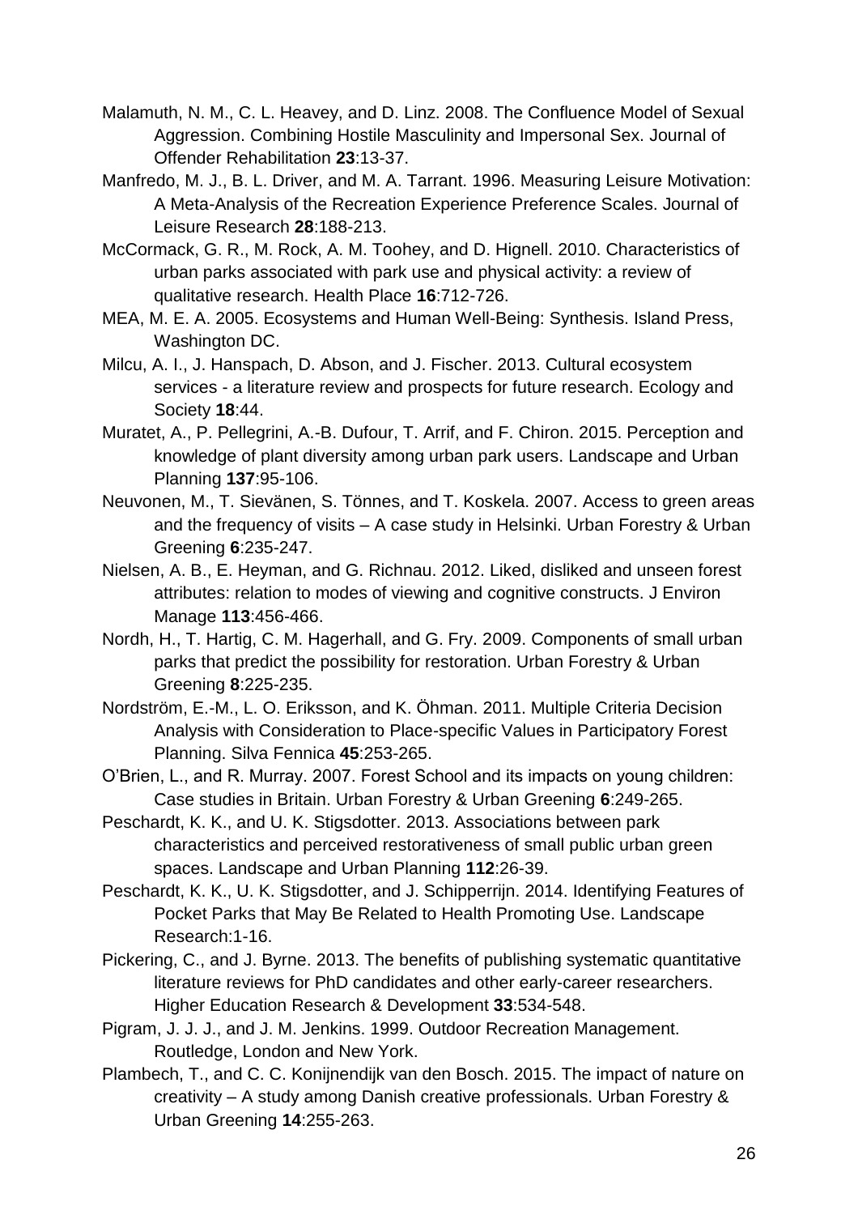Malamuth, N. M., C. L. Heavey, and D. Linz. 2008. The Confluence Model of Sexual Aggression. Combining Hostile Masculinity and Impersonal Sex. Journal of Offender Rehabilitation **23**:13-37.

Manfredo, M. J., B. L. Driver, and M. A. Tarrant. 1996. Measuring Leisure Motivation: A Meta-Analysis of the Recreation Experience Preference Scales. Journal of Leisure Research **28**:188-213.

McCormack, G. R., M. Rock, A. M. Toohey, and D. Hignell. 2010. Characteristics of urban parks associated with park use and physical activity: a review of qualitative research. Health Place **16**:712-726.

MEA, M. E. A. 2005. Ecosystems and Human Well-Being: Synthesis. Island Press, Washington DC.

Milcu, A. I., J. Hanspach, D. Abson, and J. Fischer. 2013. Cultural ecosystem services - a literature review and prospects for future research. Ecology and Society **18**:44.

Muratet, A., P. Pellegrini, A.-B. Dufour, T. Arrif, and F. Chiron. 2015. Perception and knowledge of plant diversity among urban park users. Landscape and Urban Planning **137**:95-106.

Neuvonen, M., T. Sievänen, S. Tönnes, and T. Koskela. 2007. Access to green areas and the frequency of visits – A case study in Helsinki. Urban Forestry & Urban Greening **6**:235-247.

Nielsen, A. B., E. Heyman, and G. Richnau. 2012. Liked, disliked and unseen forest attributes: relation to modes of viewing and cognitive constructs. J Environ Manage **113**:456-466.

Nordh, H., T. Hartig, C. M. Hagerhall, and G. Fry. 2009. Components of small urban parks that predict the possibility for restoration. Urban Forestry & Urban Greening **8**:225-235.

Nordström, E.-M., L. O. Eriksson, and K. Öhman. 2011. Multiple Criteria Decision Analysis with Consideration to Place-specific Values in Participatory Forest Planning. Silva Fennica **45**:253-265.

O'Brien, L., and R. Murray. 2007. Forest School and its impacts on young children: Case studies in Britain. Urban Forestry & Urban Greening **6**:249-265.

Peschardt, K. K., and U. K. Stigsdotter. 2013. Associations between park characteristics and perceived restorativeness of small public urban green spaces. Landscape and Urban Planning **112**:26-39.

Peschardt, K. K., U. K. Stigsdotter, and J. Schipperrijn. 2014. Identifying Features of Pocket Parks that May Be Related to Health Promoting Use. Landscape Research:1-16.

Pickering, C., and J. Byrne. 2013. The benefits of publishing systematic quantitative literature reviews for PhD candidates and other early-career researchers. Higher Education Research & Development **33**:534-548.

Pigram, J. J. J., and J. M. Jenkins. 1999. Outdoor Recreation Management. Routledge, London and New York.

Plambech, T., and C. C. Konijnendijk van den Bosch. 2015. The impact of nature on creativity – A study among Danish creative professionals. Urban Forestry & Urban Greening **14**:255-263.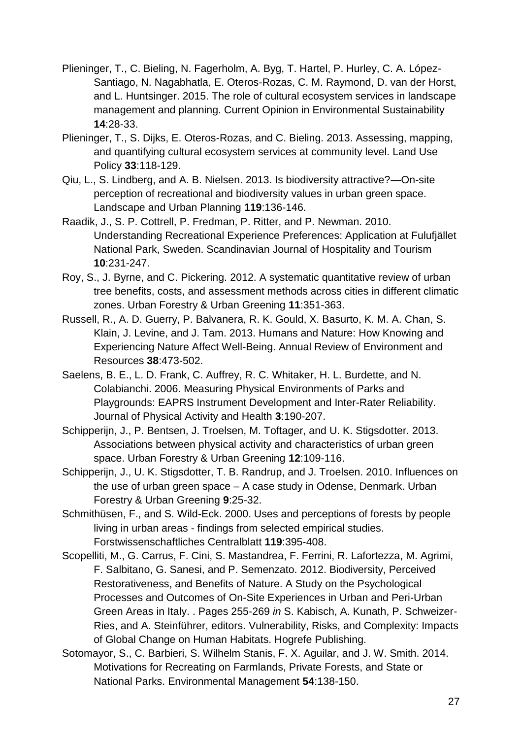Plieninger, T., C. Bieling, N. Fagerholm, A. Byg, T. Hartel, P. Hurley, C. A. López-Santiago, N. Nagabhatla, E. Oteros-Rozas, C. M. Raymond, D. van der Horst, and L. Huntsinger. 2015. The role of cultural ecosystem services in landscape management and planning. Current Opinion in Environmental Sustainability **14**:28-33.

Plieninger, T., S. Dijks, E. Oteros-Rozas, and C. Bieling. 2013. Assessing, mapping, and quantifying cultural ecosystem services at community level. Land Use Policy **33**:118-129.

Qiu, L., S. Lindberg, and A. B. Nielsen. 2013. Is biodiversity attractive?—On-site perception of recreational and biodiversity values in urban green space. Landscape and Urban Planning **119**:136-146.

Raadik, J., S. P. Cottrell, P. Fredman, P. Ritter, and P. Newman. 2010. Understanding Recreational Experience Preferences: Application at Fulufjället National Park, Sweden. Scandinavian Journal of Hospitality and Tourism **10**:231-247.

Roy, S., J. Byrne, and C. Pickering. 2012. A systematic quantitative review of urban tree benefits, costs, and assessment methods across cities in different climatic zones. Urban Forestry & Urban Greening **11**:351-363.

Russell, R., A. D. Guerry, P. Balvanera, R. K. Gould, X. Basurto, K. M. A. Chan, S. Klain, J. Levine, and J. Tam. 2013. Humans and Nature: How Knowing and Experiencing Nature Affect Well-Being. Annual Review of Environment and Resources **38**:473-502.

Saelens, B. E., L. D. Frank, C. Auffrey, R. C. Whitaker, H. L. Burdette, and N. Colabianchi. 2006. Measuring Physical Environments of Parks and Playgrounds: EAPRS Instrument Development and Inter-Rater Reliability. Journal of Physical Activity and Health **3**:190-207.

Schipperijn, J., P. Bentsen, J. Troelsen, M. Toftager, and U. K. Stigsdotter. 2013. Associations between physical activity and characteristics of urban green space. Urban Forestry & Urban Greening **12**:109-116.

Schipperijn, J., U. K. Stigsdotter, T. B. Randrup, and J. Troelsen. 2010. Influences on the use of urban green space – A case study in Odense, Denmark. Urban Forestry & Urban Greening **9**:25-32.

Schmithüsen, F., and S. Wild-Eck. 2000. Uses and perceptions of forests by people living in urban areas - findings from selected empirical studies. Forstwissenschaftliches Centralblatt **119**:395-408.

Scopelliti, M., G. Carrus, F. Cini, S. Mastandrea, F. Ferrini, R. Lafortezza, M. Agrimi, F. Salbitano, G. Sanesi, and P. Semenzato. 2012. Biodiversity, Perceived Restorativeness, and Benefits of Nature. A Study on the Psychological Processes and Outcomes of On-Site Experiences in Urban and Peri-Urban Green Areas in Italy. . Pages 255-269 *in* S. Kabisch, A. Kunath, P. Schweizer-Ries, and A. Steinführer, editors. Vulnerability, Risks, and Complexity: Impacts of Global Change on Human Habitats. Hogrefe Publishing.

Sotomayor, S., C. Barbieri, S. Wilhelm Stanis, F. X. Aguilar, and J. W. Smith. 2014. Motivations for Recreating on Farmlands, Private Forests, and State or National Parks. Environmental Management **54**:138-150.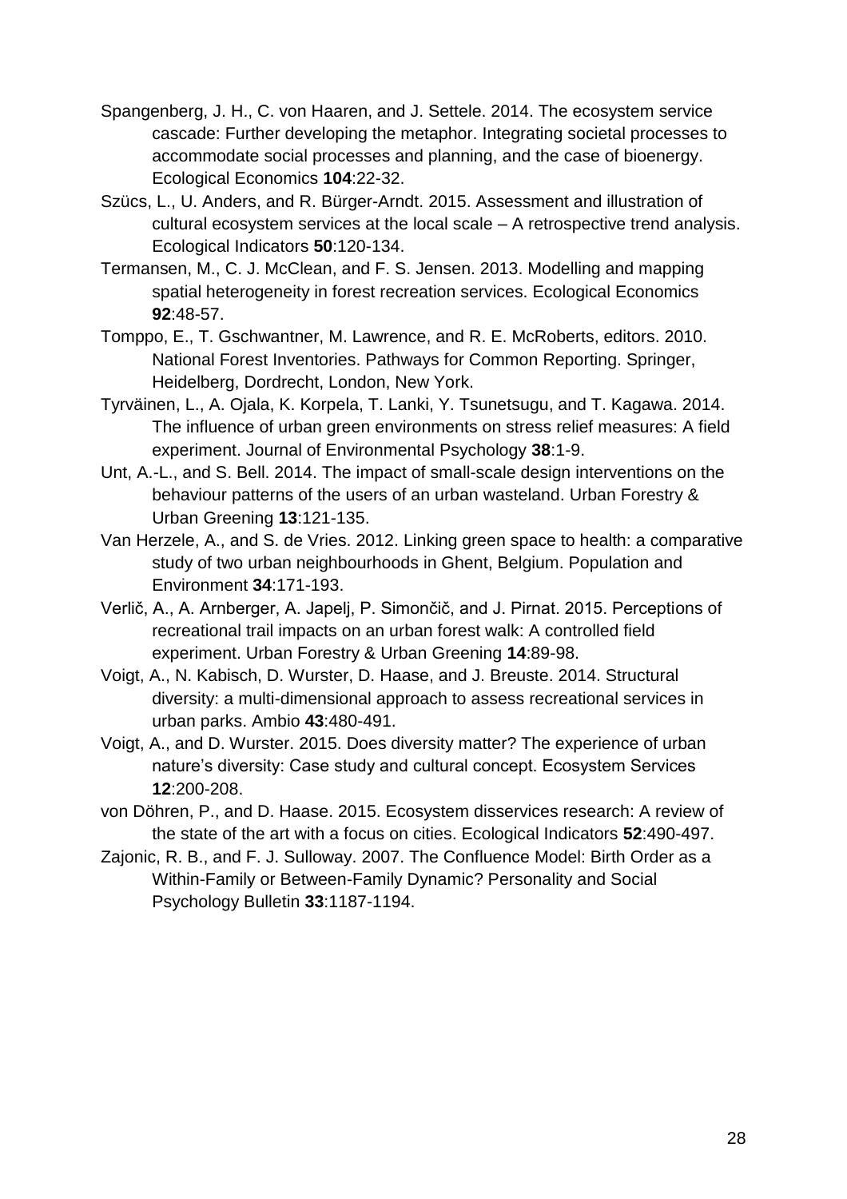Spangenberg, J. H., C. von Haaren, and J. Settele. 2014. The ecosystem service cascade: Further developing the metaphor. Integrating societal processes to accommodate social processes and planning, and the case of bioenergy. Ecological Economics **104**:22-32.

Szücs, L., U. Anders, and R. Bürger-Arndt. 2015. Assessment and illustration of cultural ecosystem services at the local scale – A retrospective trend analysis. Ecological Indicators **50**:120-134.

Termansen, M., C. J. McClean, and F. S. Jensen. 2013. Modelling and mapping spatial heterogeneity in forest recreation services. Ecological Economics **92**:48-57.

Tomppo, E., T. Gschwantner, M. Lawrence, and R. E. McRoberts, editors. 2010. National Forest Inventories. Pathways for Common Reporting. Springer, Heidelberg, Dordrecht, London, New York.

Tyrväinen, L., A. Ojala, K. Korpela, T. Lanki, Y. Tsunetsugu, and T. Kagawa. 2014. The influence of urban green environments on stress relief measures: A field experiment. Journal of Environmental Psychology **38**:1-9.

Unt, A.-L., and S. Bell. 2014. The impact of small-scale design interventions on the behaviour patterns of the users of an urban wasteland. Urban Forestry & Urban Greening **13**:121-135.

Van Herzele, A., and S. de Vries. 2012. Linking green space to health: a comparative study of two urban neighbourhoods in Ghent, Belgium. Population and Environment **34**:171-193.

Verlič, A., A. Arnberger, A. Japelj, P. Simončič, and J. Pirnat. 2015. Perceptions of recreational trail impacts on an urban forest walk: A controlled field experiment. Urban Forestry & Urban Greening **14**:89-98.

Voigt, A., N. Kabisch, D. Wurster, D. Haase, and J. Breuste. 2014. Structural diversity: a multi-dimensional approach to assess recreational services in urban parks. Ambio **43**:480-491.

Voigt, A., and D. Wurster. 2015. Does diversity matter? The experience of urban nature's diversity: Case study and cultural concept. Ecosystem Services **12**:200-208.

von Döhren, P., and D. Haase. 2015. Ecosystem disservices research: A review of the state of the art with a focus on cities. Ecological Indicators **52**:490-497.

Zajonic, R. B., and F. J. Sulloway. 2007. The Confluence Model: Birth Order as a Within-Family or Between-Family Dynamic? Personality and Social Psychology Bulletin **33**:1187-1194.